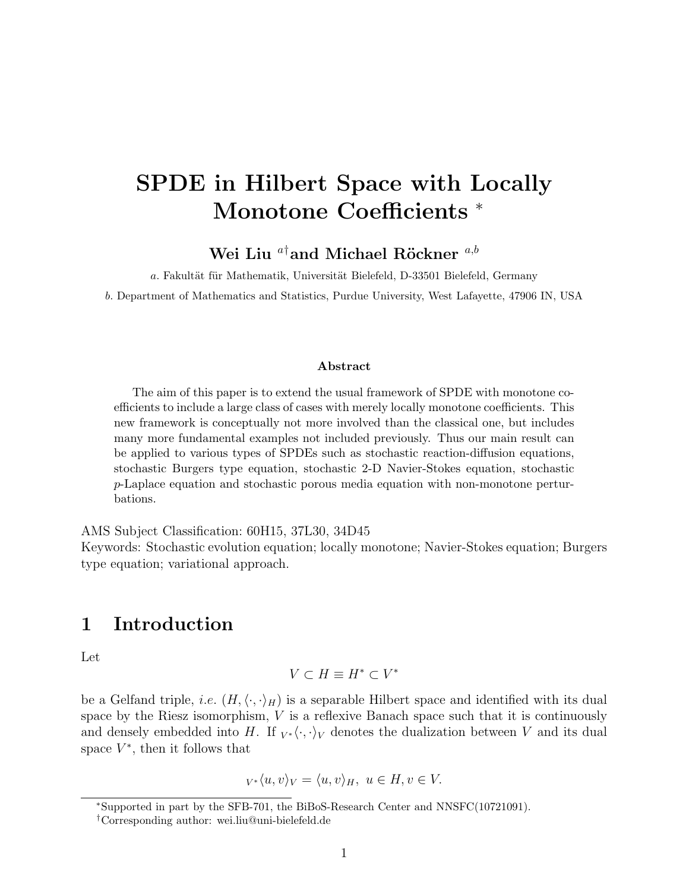# SPDE in Hilbert Space with Locally Monotone Coefficients [*]

**Wei Liu [a†] and Michael Röckner [a,b]**

*a*. Fakultät für Mathematik, Universität Bielefeld, D-33501 Bielefeld, Germany

*b*. Department of Mathematics and Statistics, Purdue University, West Lafayette, 47906 IN, USA

**Abstract**

The aim of this paper is to extend the usual framework of SPDE with monotone coefficients to include a large class of cases with merely locally monotone coefficients. This new framework is conceptually not more involved than the classical one, but includes many more fundamental examples not included previously. Thus our main result can be applied to various types of SPDEs such as stochastic reaction-diffusion equations, stochastic Burgers type equation, stochastic 2-D Navier-Stokes equation, stochastic $p$-Laplace equation and stochastic porous media equation with non-monotone perturbations.

AMS Subject Classification: 60H15, 37L30, 34D45

Keywords: Stochastic evolution equation; locally monotone; Navier-Stokes equation; Burgers type equation; variational approach.

## 1 Introduction

Let

$$V \subset H \equiv H^* \subset V^*$$

be a Gelfand triple, *i.e.* $(H, \langle \cdot, \cdot \rangle_H)$ is a separable Hilbert space and identified with its dual space by the Riesz isomorphism, $V$ is a reflexive Banach space such that it is continuously and densely embedded into $H$. If ${}_{V^*}\langle \cdot, \cdot \rangle_V$ denotes the dualization between $V$ and its dual space $V^*$, then it follows that

$${}_{V^*}\langle u, v \rangle_V = \langle u, v \rangle_H, \ u \in H, v \in V.$$

[*]Supported in part by the SFB-701, the BiBoS-Research Center and NNSFC(10721091).

[†]Corresponding author: wei.liu@uni-bielefeld.de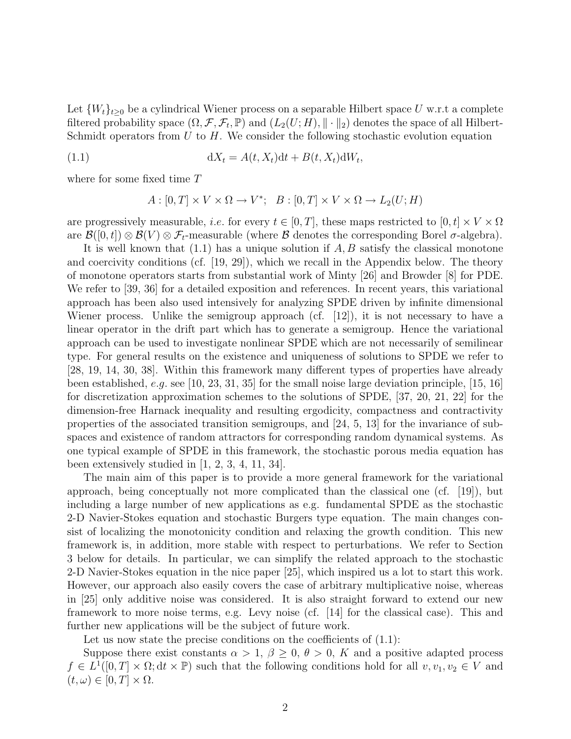Let $\{W_t\}_{t\geq 0}$ be a cylindrical Wiener process on a separable Hilbert space $U$ w.r.t a complete filtered probability space $(\Omega, \mathcal{F}, \mathcal{F}_t, \mathbb{P})$ and $(L_2(U;H), \|\cdot\|_2)$ denotes the space of all Hilbert-Schmidt operators from $U$ to $H$. We consider the following stochastic evolution equation

$$\mathrm{d}X_t = A(t, X_t)\mathrm{d}t + B(t, X_t)\mathrm{d}W_t, \tag{1.1}$$

where for some fixed time $T$

$$A : [0, T] \times V \times \Omega \to V^*; \quad B : [0, T] \times V \times \Omega \to L_2(U; H)$$

are progressively measurable, *i.e.* for every $t \in [0, T]$, these maps restricted to $[0, t] \times V \times \Omega$ are $\mathcal{B}([0, t]) \otimes \mathcal{B}(V) \otimes \mathcal{F}_t$-measurable (where $\mathcal{B}$ denotes the corresponding Borel $\sigma$-algebra).

It is well known that (1.1) has a unique solution if $A, B$ satisfy the classical monotone and coercivity conditions (cf. [19, 29]), which we recall in the Appendix below. The theory of monotone operators starts from substantial work of Minty [26] and Browder [8] for PDE. We refer to [39, 36] for a detailed exposition and references. In recent years, this variational approach has been also used intensively for analyzing SPDE driven by infinite dimensional Wiener process. Unlike the semigroup approach (cf. [12]), it is not necessary to have a linear operator in the drift part which has to generate a semigroup. Hence the variational approach can be used to investigate nonlinear SPDE which are not necessarily of semilinear type. For general results on the existence and uniqueness of solutions to SPDE we refer to [28, 19, 14, 30, 38]. Within this framework many different types of properties have already been established, *e.g.* see [10, 23, 31, 35] for the small noise large deviation principle, [15, 16] for discretization approximation schemes to the solutions of SPDE, [37, 20, 21, 22] for the dimension-free Harnack inequality and resulting ergodicity, compactness and contractivity properties of the associated transition semigroups, and [24, 5, 13] for the invariance of subspaces and existence of random attractors for corresponding random dynamical systems. As one typical example of SPDE in this framework, the stochastic porous media equation has been extensively studied in [1, 2, 3, 4, 11, 34].

The main aim of this paper is to provide a more general framework for the variational approach, being conceptually not more complicated than the classical one (cf. [19]), but including a large number of new applications as e.g. fundamental SPDE as the stochastic 2-D Navier-Stokes equation and stochastic Burgers type equation. The main changes consist of localizing the monotonicity condition and relaxing the growth condition. This new framework is, in addition, more stable with respect to perturbations. We refer to Section 3 below for details. In particular, we can simplify the related approach to the stochastic 2-D Navier-Stokes equation in the nice paper [25], which inspired us a lot to start this work. However, our approach also easily covers the case of arbitrary multiplicative noise, whereas in [25] only additive noise was considered. It is also straight forward to extend our new framework to more noise terms, e.g. Levy noise (cf. [14] for the classical case). This and further new applications will be the subject of future work.

Let us now state the precise conditions on the coefficients of (1.1):

Suppose there exist constants $\alpha > 1$, $\beta \geq 0$, $\theta > 0$, $K$ and a positive adapted process $f \in L^1([0, T] \times \Omega; \mathrm{d}t \times \mathbb{P})$ such that the following conditions hold for all $v, v_1, v_2 \in V$ and $(t, \omega) \in [0, T] \times \Omega$.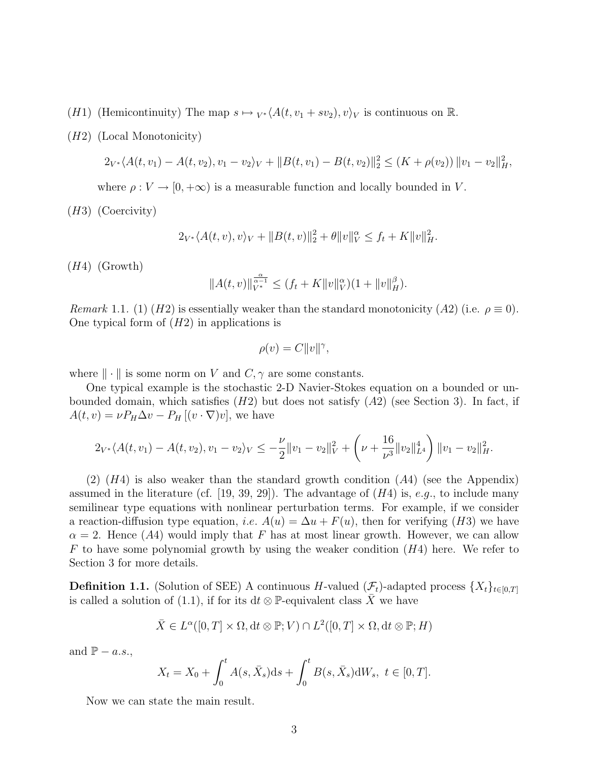$(H1)$ (Hemicontinuity) The map $s \mapsto {}_{V^*}\langle A(t, v_1 + s v_2), v\rangle_V$ is continuous on $\mathbb{R}$.

$(H2)$ (Local Monotonicity)

$$2_{V^*}\langle A(t, v_1) - A(t, v_2), v_1 - v_2\rangle_V + \|B(t, v_1) - B(t, v_2)\|_2^2 \le (K + \rho(v_2))\, \|v_1 - v_2\|_H^2,$$

where $\rho : V \to [0, +\infty)$ is a measurable function and locally bounded in $V$.

$(H3)$ (Coercivity)

$$2_{V^*}\langle A(t, v), v\rangle_V + \|B(t, v)\|_2^2 + \theta \|v\|_V^\alpha \le f_t + K\|v\|_H^2.$$

$(H4)$ (Growth)

$$\|A(t, v)\|_{V^*}^{\frac{\alpha}{\alpha-1}} \le (f_t + K\|v\|_V^\alpha)(1 + \|v\|_H^\beta).$$

*Remark* 1.1. (1) $(H2)$ is essentially weaker than the standard monotonicity $(A2)$ (i.e. $\rho \equiv 0$). One typical form of $(H2)$ in applications is

$$\rho(v) = C\|v\|^\gamma,$$

where $\|\cdot\|$ is some norm on $V$ and $C, \gamma$ are some constants.

One typical example is the stochastic 2-D Navier-Stokes equation on a bounded or unbounded domain, which satisfies $(H2)$ but does not satisfy $(A2)$ (see Section 3). In fact, if $A(t, v) = \nu P_H \Delta v - P_H [(v \cdot \nabla)v]$, we have

$$2_{V^*}\langle A(t, v_1) - A(t, v_2), v_1 - v_2\rangle_V \le -\frac{\nu}{2}\|v_1 - v_2\|_V^2 + \left(\nu + \frac{16}{\nu^3}\|v_2\|_{L^4}^4\right)\|v_1 - v_2\|_H^2.$$

(2) $(H4)$ is also weaker than the standard growth condition $(A4)$ (see the Appendix) assumed in the literature (cf. [19, 39, 29]). The advantage of $(H4)$ is, *e.g.*, to include many semilinear type equations with nonlinear perturbation terms. For example, if we consider a reaction-diffusion type equation, *i.e.* $A(u) = \Delta u + F(u)$, then for verifying $(H3)$ we have $\alpha = 2$. Hence $(A4)$ would imply that $F$ has at most linear growth. However, we can allow $F$ to have some polynomial growth by using the weaker condition $(H4)$ here. We refer to Section 3 for more details.

**Definition 1.1.** (Solution of SEE) A continuous $H$-valued $(\mathcal{F}_t)$-adapted process $\{X_t\}_{t\in[0,T]}$ is called a solution of (1.1), if for its $\mathrm{d}t \otimes \mathbb{P}$-equivalent class $\bar{X}$ we have

$$\bar{X} \in L^\alpha([0, T] \times \Omega, \mathrm{d}t \otimes \mathbb{P}; V) \cap L^2([0, T] \times \Omega, \mathrm{d}t \otimes \mathbb{P}; H)$$

and $\mathbb{P} - a.s.$,

$$X_t = X_0 + \int_0^t A(s, \bar{X}_s)\mathrm{d}s + \int_0^t B(s, \bar{X}_s)\mathrm{d}W_s, \ t \in [0, T].$$

Now we can state the main result.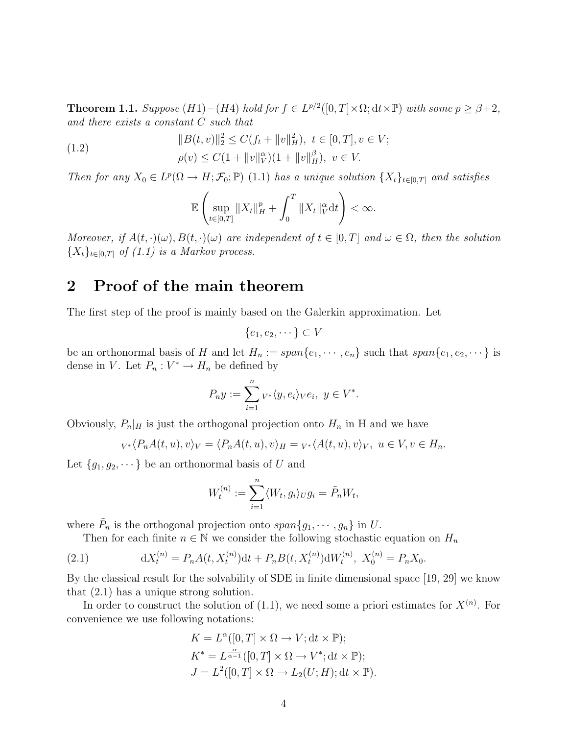**Theorem 1.1.** *Suppose (H1)−(H4) hold for $f \in L^{p/2}([0,T]\times\Omega; \mathrm{d}t\times\mathbb{P})$ with some $p \geq \beta+2$, and there exists a constant $C$ such that*

$$
\begin{aligned}
&\|B(t,v)\|_2^2 \leq C(f_t + \|v\|_H^2), \ t \in [0,T], v \in V; \\
&\rho(v) \leq C(1+\|v\|_V^\alpha)(1+\|v\|_H^\beta), \ v \in V.
\end{aligned}
\tag{1.2}
$$

*Then for any $X_0 \in L^p(\Omega \to H; \mathcal{F}_0; \mathbb{P})$ (1.1) has a unique solution $\{X_t\}_{t\in[0,T]}$ and satisfies*

$$
\mathbb{E}\left(\sup_{t\in[0,T]}\|X_t\|_H^p + \int_0^T \|X_t\|_V^\alpha \mathrm{d}t\right) < \infty.
$$

*Moreover, if $A(t,\cdot)(\omega), B(t,\cdot)(\omega)$ are independent of $t \in [0,T]$ and $\omega \in \Omega$, then the solution $\{X_t\}_{t\in[0,T]}$ of (1.1) is a Markov process.*

# 2 Proof of the main theorem

The first step of the proof is mainly based on the Galerkin approximation. Let

$$
\{e_1, e_2, \cdots\} \subset V
$$

be an orthonormal basis of $H$ and let $H_n := span\{e_1, \cdots, e_n\}$ such that $span\{e_1, e_2, \cdots\}$ is dense in $V$. Let $P_n : V^* \to H_n$ be defined by

$$
P_n y := \sum_{i=1}^n {}_{V^*}\langle y, e_i\rangle_V e_i, \ y \in V^*.
$$

Obviously, $P_n|_H$ is just the orthogonal projection onto $H_n$ in H and we have

$$
{}_{V^*}\langle P_n A(t,u), v\rangle_V = \langle P_n A(t,u), v\rangle_H = {}_{V^*}\langle A(t,u), v\rangle_V, \ u \in V, v \in H_n.
$$

Let $\{g_1, g_2, \cdots\}$ be an orthonormal basis of $U$ and

$$
W_t^{(n)} := \sum_{i=1}^n \langle W_t, g_i\rangle_U g_i = \tilde{P}_n W_t,
$$

where $\tilde{P}_n$ is the orthogonal projection onto $span\{g_1, \cdots, g_n\}$ in $U$.

Then for each finite $n \in \mathbb{N}$ we consider the following stochastic equation on $H_n$

$$
\mathrm{d}X_t^{(n)} = P_n A(t, X_t^{(n)})\mathrm{d}t + P_n B(t, X_t^{(n)})\mathrm{d}W_t^{(n)}, \ X_0^{(n)} = P_n X_0. \tag{2.1}
$$

By the classical result for the solvability of SDE in finite dimensional space [19, 29] we know that (2.1) has a unique strong solution.

In order to construct the solution of (1.1), we need some a priori estimates for $X^{(n)}$. For convenience we use following notations:

$$
\begin{aligned}
K &= L^\alpha([0,T]\times\Omega \to V; \mathrm{d}t\times\mathbb{P}); \\
K^* &= L^{\frac{\alpha}{\alpha-1}}([0,T]\times\Omega \to V^*; \mathrm{d}t\times\mathbb{P}); \\
J &= L^2([0,T]\times\Omega \to L_2(U;H); \mathrm{d}t\times\mathbb{P}).
\end{aligned}
$$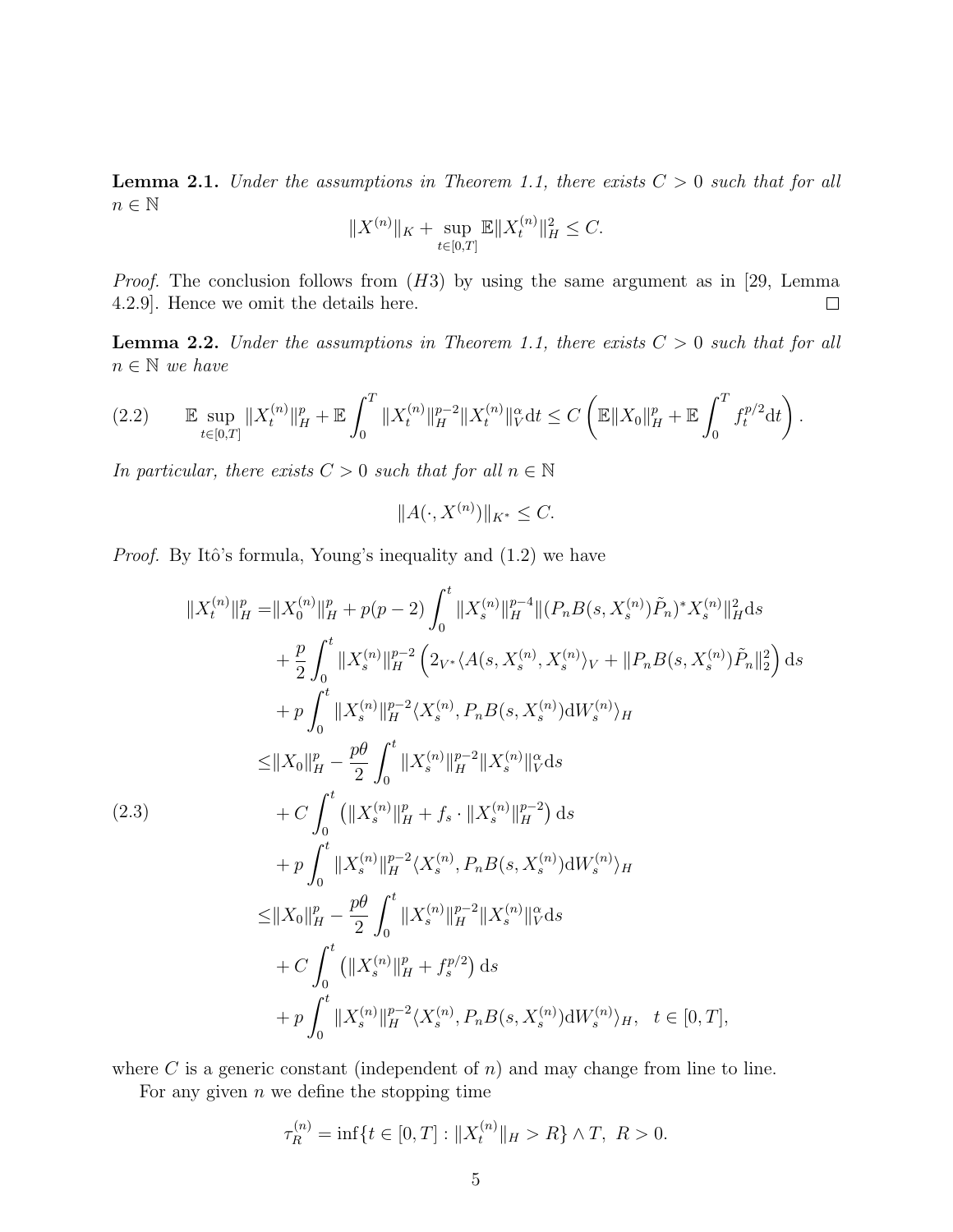**Lemma 2.1.** *Under the assumptions in Theorem 1.1, there exists $C > 0$ such that for all $n \in \mathbb{N}$*

$$\|X^{(n)}\|_K + \sup_{t\in[0,T]} \mathbb{E}\|X_t^{(n)}\|_H^2 \leq C.$$

*Proof.* The conclusion follows from $(H3)$ by using the same argument as in [29, Lemma 4.2.9]. Hence we omit the details here. $\square$

**Lemma 2.2.** *Under the assumptions in Theorem 1.1, there exists $C > 0$ such that for all $n \in \mathbb{N}$ we have*

$$\mathbb{E} \sup_{t\in[0,T]} \|X_t^{(n)}\|_H^p + \mathbb{E}\int_0^T \|X_t^{(n)}\|_H^{p-2}\|X_t^{(n)}\|_V^{\alpha} \mathrm{d}t \leq C\left(\mathbb{E}\|X_0\|_H^p + \mathbb{E}\int_0^T f_t^{p/2}\mathrm{d}t\right). \tag{2.2}$$

*In particular, there exists $C > 0$ such that for all $n \in \mathbb{N}$*

$$\|A(\cdot, X^{(n)})\|_{K^*} \leq C.$$

*Proof.* By Itô's formula, Young's inequality and (1.2) we have

$$\begin{aligned}
\|X_t^{(n)}\|_H^p =& \|X_0^{(n)}\|_H^p + p(p-2)\int_0^t \|X_s^{(n)}\|_H^{p-4}\|(P_nB(s,X_s^{(n)})\tilde{P}_n)^*X_s^{(n)}\|_H^2 \mathrm{d}s \\
&+ \frac{p}{2}\int_0^t \|X_s^{(n)}\|_H^{p-2}\left(2{}_{V^*}\langle A(s,X_s^{(n)}), X_s^{(n)}\rangle_V + \|P_nB(s,X_s^{(n)})\tilde{P}_n\|_2^2\right)\mathrm{d}s \\
&+ p\int_0^t \|X_s^{(n)}\|_H^{p-2}\langle X_s^{(n)}, P_nB(s,X_s^{(n)})\mathrm{d}W_s^{(n)}\rangle_H \\
\leq& \|X_0\|_H^p - \frac{p\theta}{2}\int_0^t \|X_s^{(n)}\|_H^{p-2}\|X_s^{(n)}\|_V^{\alpha}\mathrm{d}s \\
&+ C\int_0^t \left(\|X_s^{(n)}\|_H^p + f_s \cdot \|X_s^{(n)}\|_H^{p-2}\right)\mathrm{d}s \\
&+ p\int_0^t \|X_s^{(n)}\|_H^{p-2}\langle X_s^{(n)}, P_nB(s,X_s^{(n)})\mathrm{d}W_s^{(n)}\rangle_H \\
\leq& \|X_0\|_H^p - \frac{p\theta}{2}\int_0^t \|X_s^{(n)}\|_H^{p-2}\|X_s^{(n)}\|_V^{\alpha}\mathrm{d}s \\
&+ C\int_0^t \left(\|X_s^{(n)}\|_H^p + f_s^{p/2}\right)\mathrm{d}s \\
&+ p\int_0^t \|X_s^{(n)}\|_H^{p-2}\langle X_s^{(n)}, P_nB(s,X_s^{(n)})\mathrm{d}W_s^{(n)}\rangle_H, \quad t\in[0,T],
\end{aligned} \tag{2.3}$$

where $C$ is a generic constant (independent of $n$) and may change from line to line.

For any given $n$ we define the stopping time

$$\tau_R^{(n)} = \inf\{t\in[0,T] : \|X_t^{(n)}\|_H > R\} \wedge T, \ R > 0.$$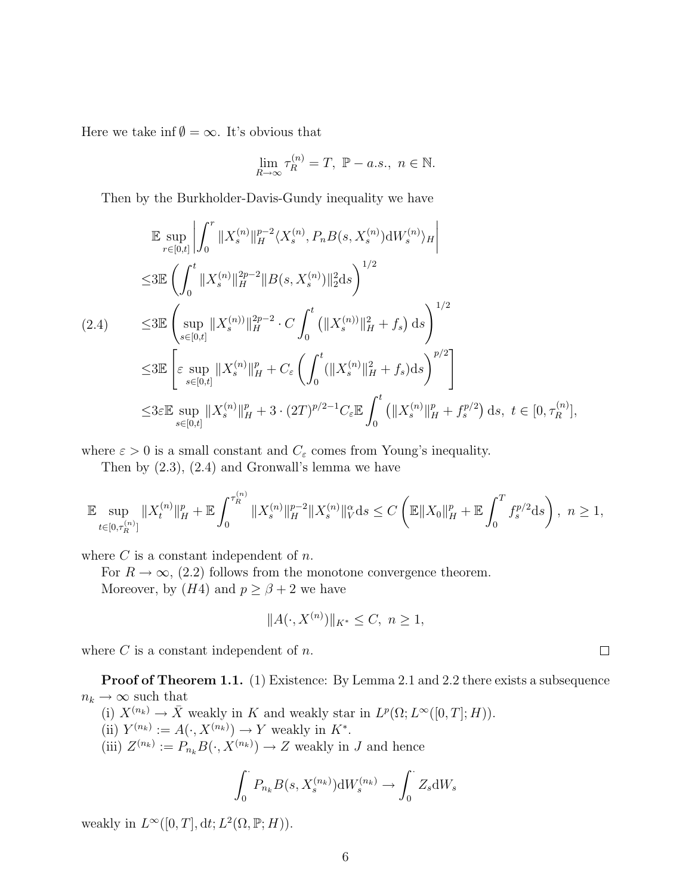Here we take $\inf \emptyset = \infty$. It's obvious that

$$\lim_{R\to\infty} \tau_R^{(n)} = T,\ \mathbb{P}-a.s.,\ n \in \mathbb{N}.$$

Then by the Burkholder-Davis-Gundy inequality we have

$$
\begin{aligned}
&\mathbb{E}\sup_{r\in[0,t]}\left|\int_0^r \|X_s^{(n)}\|_H^{p-2}\langle X_s^{(n)}, P_n B(s, X_s^{(n)}) \mathrm{d}W_s^{(n)}\rangle_H\right| \\
\le& 3\mathbb{E}\left(\int_0^t \|X_s^{(n)}\|_H^{2p-2}\|B(s,X_s^{(n)})\|_2^2 \mathrm{d}s\right)^{1/2} \\
\le& 3\mathbb{E}\left(\sup_{s\in[0,t]}\|X_s^{(n))}\|_H^{2p-2}\cdot C\int_0^t \left(\|X_s^{(n))}\|_H^2 + f_s\right)\mathrm{d}s\right)^{1/2} \qquad (2.4)\\
\le& 3\mathbb{E}\left[\varepsilon \sup_{s\in[0,t]}\|X_s^{(n)}\|_H^p + C_\varepsilon\left(\int_0^t (\|X_s^{(n)}\|_H^2 + f_s)\mathrm{d}s\right)^{p/2}\right] \\
\le& 3\varepsilon\mathbb{E}\sup_{s\in[0,t]}\|X_s^{(n)}\|_H^p + 3\cdot(2T)^{p/2-1}C_\varepsilon\mathbb{E}\int_0^t \left(\|X_s^{(n)}\|_H^p + f_s^{p/2}\right)\mathrm{d}s,\ t\in[0,\tau_R^{(n)}],
\end{aligned}
$$

where $\varepsilon > 0$ is a small constant and $C_\varepsilon$ comes from Young's inequality.

Then by (2.3), (2.4) and Gronwall's lemma we have

$$\mathbb{E}\sup_{t\in[0,\tau_R^{(n)}]}\|X_t^{(n)}\|_H^p + \mathbb{E}\int_0^{\tau_R^{(n)}}\|X_s^{(n)}\|_H^{p-2}\|X_s^{(n)}\|_V^\alpha \mathrm{d}s \le C\left(\mathbb{E}\|X_0\|_H^p + \mathbb{E}\int_0^T f_s^{p/2}\mathrm{d}s\right),\ n\ge 1,$$

where $C$ is a constant independent of $n$.

For $R\to\infty$, (2.2) follows from the monotone convergence theorem.

Moreover, by $(H4)$ and $p \ge \beta + 2$ we have

$$\|A(\cdot, X^{(n)})\|_{K^*} \le C,\ n\ge 1,$$

where $C$ is a constant independent of $n$. □

**Proof of Theorem 1.1.** (1) Existence: By Lemma 2.1 and 2.2 there exists a subsequence $n_k \to \infty$ such that

(i) $X^{(n_k)} \to \bar{X}$ weakly in $K$ and weakly star in $L^p(\Omega; L^\infty([0,T]; H))$.

(ii) $Y^{(n_k)} := A(\cdot, X^{(n_k)}) \to Y$ weakly in $K^*$.

(iii) $Z^{(n_k)} := P_{n_k}B(\cdot, X^{(n_k)}) \to Z$ weakly in $J$ and hence

$$\int_0^\cdot P_{n_k}B(s, X_s^{(n_k)})\mathrm{d}W_s^{(n_k)} \to \int_0^\cdot Z_s \mathrm{d}W_s$$

weakly in $L^\infty([0,T], \mathrm{d}t; L^2(\Omega, \mathbb{P}; H))$.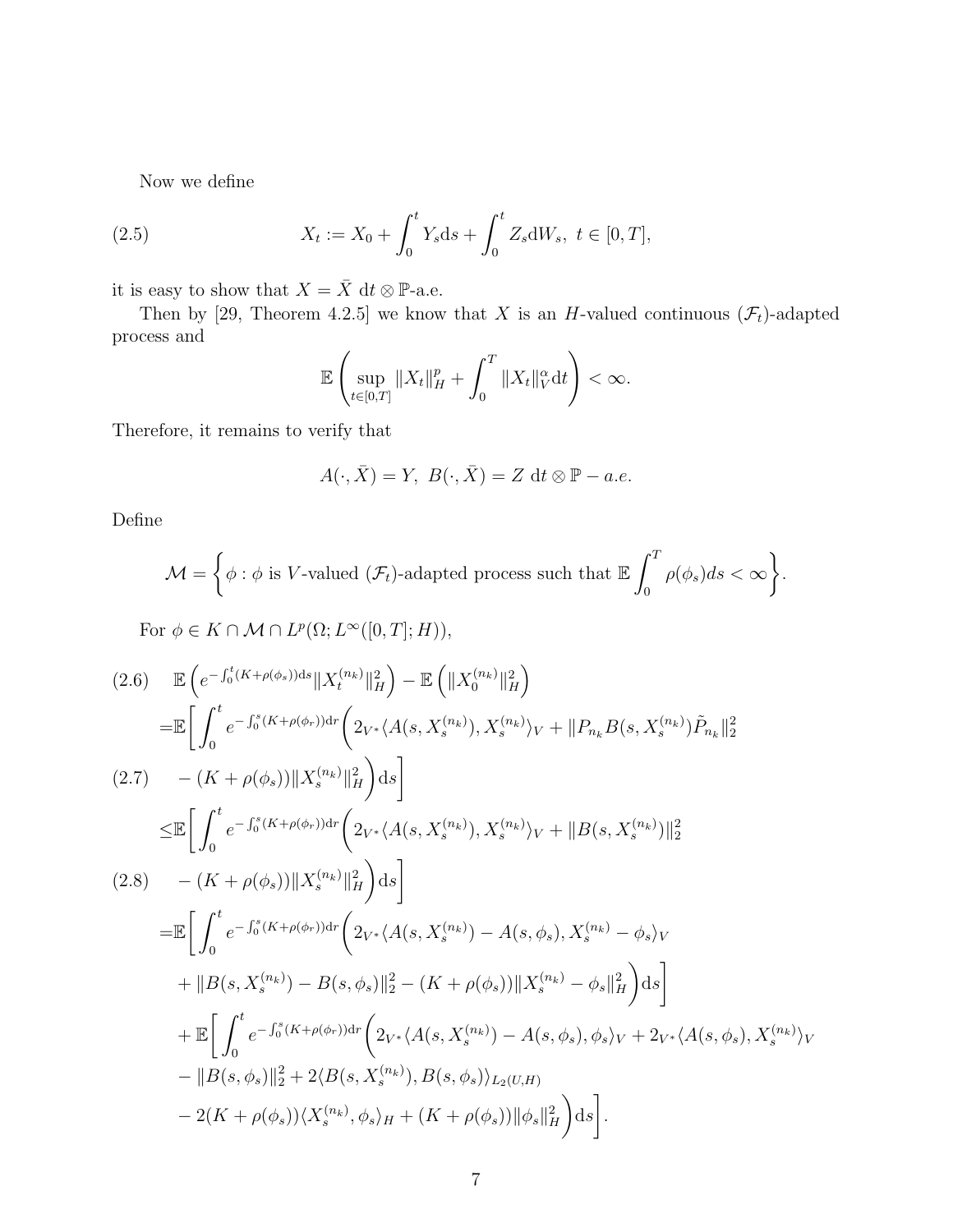Now we define

$$
X_t := X_0 + \int_0^t Y_s \mathrm{d}s + \int_0^t Z_s \mathrm{d}W_s,\ t \in [0,T], \tag{2.5}
$$

it is easy to show that $X = \bar{X}$ $\mathrm{d}t \otimes \mathbb{P}$-a.e.

Then by [29, Theorem 4.2.5] we know that $X$ is an $H$-valued continuous $(\mathcal{F}_t)$-adapted process and

$$
\mathbb{E}\left( \sup_{t \in [0,T]} \|X_t\|_H^p + \int_0^T \|X_t\|_V^\alpha \mathrm{d}t \right) < \infty.
$$

Therefore, it remains to verify that

$$
A(\cdot, \bar{X}) = Y,\ B(\cdot, \bar{X}) = Z \ \mathrm{d}t \otimes \mathbb{P} - a.e.
$$

Define

$$
\mathcal{M} = \left\{ \phi : \phi \text{ is } V\text{-valued } (\mathcal{F}_t)\text{-adapted process such that } \mathbb{E}\int_0^T \rho(\phi_s) ds < \infty \right\}.
$$

For $\phi \in K \cap \mathcal{M} \cap L^p(\Omega; L^\infty([0,T]; H))$,

$$
\begin{aligned}
&\mathbb{E}\left( e^{-\int_0^t (K+\rho(\phi_s))\mathrm{d}s} \|X_t^{(n_k)}\|_H^2 \right) - \mathbb{E}\left( \|X_0^{(n_k)}\|_H^2 \right) \qquad (2.6)\\
=&\mathbb{E}\bigg[ \int_0^t e^{-\int_0^s (K+\rho(\phi_r))\mathrm{d}r} \bigg( 2{}_{V^*}\langle A(s, X_s^{(n_k)}), X_s^{(n_k)} \rangle_V + \|P_{n_k} B(s, X_s^{(n_k)}) \tilde{P}_{n_k}\|_2^2 \\
&- (K+\rho(\phi_s)) \|X_s^{(n_k)}\|_H^2 \bigg) \mathrm{d}s \bigg] \qquad (2.7)\\
\le&\mathbb{E}\bigg[ \int_0^t e^{-\int_0^s (K+\rho(\phi_r))\mathrm{d}r} \bigg( 2{}_{V^*}\langle A(s, X_s^{(n_k)}), X_s^{(n_k)} \rangle_V + \|B(s, X_s^{(n_k)})\|_2^2 \\
&- (K+\rho(\phi_s)) \|X_s^{(n_k)}\|_H^2 \bigg) \mathrm{d}s \bigg] \qquad (2.8)\\
=&\mathbb{E}\bigg[ \int_0^t e^{-\int_0^s (K+\rho(\phi_r))\mathrm{d}r} \bigg( 2{}_{V^*}\langle A(s, X_s^{(n_k)}) - A(s,\phi_s), X_s^{(n_k)} - \phi_s \rangle_V \\
&+ \|B(s, X_s^{(n_k)}) - B(s,\phi_s)\|_2^2 - (K+\rho(\phi_s)) \|X_s^{(n_k)} - \phi_s\|_H^2 \bigg) \mathrm{d}s \bigg] \\
&+ \mathbb{E}\bigg[ \int_0^t e^{-\int_0^s (K+\rho(\phi_r))\mathrm{d}r} \bigg( 2{}_{V^*}\langle A(s, X_s^{(n_k)}) - A(s,\phi_s), \phi_s \rangle_V + 2{}_{V^*}\langle A(s,\phi_s), X_s^{(n_k)} \rangle_V \\
&- \|B(s,\phi_s)\|_2^2 + 2\langle B(s, X_s^{(n_k)}), B(s,\phi_s) \rangle_{L_2(U,H)} \\
&- 2(K+\rho(\phi_s)) \langle X_s^{(n_k)}, \phi_s \rangle_H + (K+\rho(\phi_s)) \|\phi_s\|_H^2 \bigg) \mathrm{d}s \bigg].
\end{aligned}
$$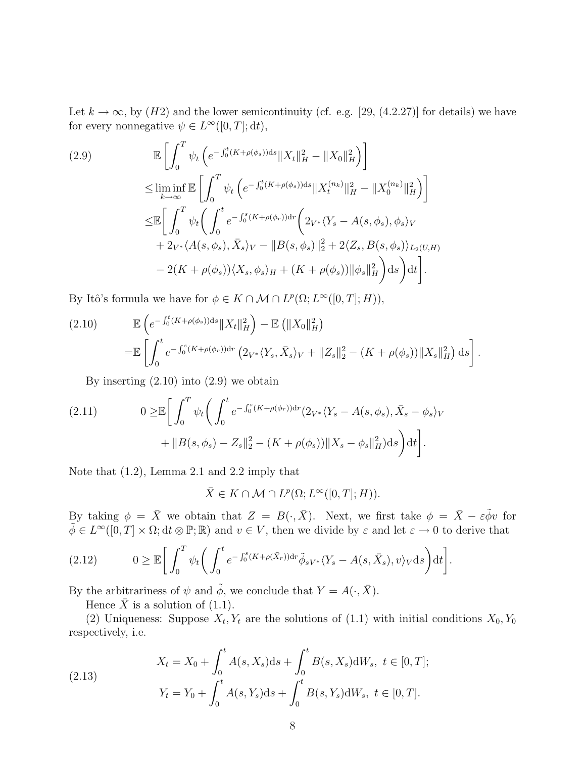Let $k \to \infty$, by $(H2)$ and the lower semicontinuity (cf. e.g. [29, (4.2.27)] for details) we have for every nonnegative $\psi \in L^\infty([0,T];\mathrm{d}t)$,

$$
\begin{aligned}
(2.9) \qquad & \mathbb{E}\left[\int_0^T \psi_t \left(e^{-\int_0^t (K+\rho(\phi_s))\mathrm{d}s}\|X_t\|_H^2 - \|X_0\|_H^2\right)\right] \\
&\le \liminf_{k\to\infty} \mathbb{E}\left[\int_0^T \psi_t \left(e^{-\int_0^t (K+\rho(\phi_s))\mathrm{d}s}\|X_t^{(n_k)}\|_H^2 - \|X_0^{(n_k)}\|_H^2\right)\right] \\
&\le \mathbb{E}\Bigg[\int_0^T \psi_t \Bigg(\int_0^t e^{-\int_0^s (K+\rho(\phi_r))\mathrm{d}r}\Bigg(2{}_{V^*}\langle Y_s - A(s,\phi_s), \phi_s\rangle_V \\
&\quad + 2{}_{V^*}\langle A(s,\phi_s), \bar{X}_s\rangle_V - \|B(s,\phi_s)\|_2^2 + 2\langle Z_s, B(s,\phi_s)\rangle_{L_2(U,H)} \\
&\quad - 2(K+\rho(\phi_s))\langle X_s, \phi_s\rangle_H + (K+\rho(\phi_s))\|\phi_s\|_H^2\Bigg)\mathrm{d}s\Bigg)\mathrm{d}t\Bigg].
\end{aligned}
$$

By Itô's formula we have for $\phi \in K \cap \mathcal{M} \cap L^p(\Omega; L^\infty([0,T];H))$,

$$
\begin{aligned}
(2.10) \qquad & \mathbb{E}\left(e^{-\int_0^t (K+\rho(\phi_s))\mathrm{d}s}\|X_t\|_H^2\right) - \mathbb{E}\left(\|X_0\|_H^2\right) \\
&= \mathbb{E}\left[\int_0^t e^{-\int_0^s (K+\rho(\phi_r))\mathrm{d}r}\left(2{}_{V^*}\langle Y_s, \bar{X}_s\rangle_V + \|Z_s\|_2^2 - (K+\rho(\phi_s))\|X_s\|_H^2\right)\mathrm{d}s\right].
\end{aligned}
$$

By inserting (2.10) into (2.9) we obtain

$$
\begin{aligned}
(2.11) \qquad 0 \ge & \mathbb{E}\Bigg[\int_0^T \psi_t \Bigg(\int_0^t e^{-\int_0^s (K+\rho(\phi_r))\mathrm{d}r}(2{}_{V^*}\langle Y_s - A(s,\phi_s), \bar{X}_s - \phi_s\rangle_V \\
&+ \|B(s,\phi_s) - Z_s\|_2^2 - (K+\rho(\phi_s))\|X_s - \phi_s\|_H^2)\mathrm{d}s\Bigg)\mathrm{d}t\Bigg].
\end{aligned}
$$

Note that (1.2), Lemma 2.1 and 2.2 imply that

$$
\bar{X} \in K \cap \mathcal{M} \cap L^p(\Omega; L^\infty([0,T];H)).
$$

By taking $\phi = \bar{X}$ we obtain that $Z = B(\cdot, \bar{X})$. Next, we first take $\phi = \bar{X} - \varepsilon\tilde{\phi}v$ for $\tilde{\phi} \in L^\infty([0,T]\times\Omega; \mathrm{d}t\otimes\mathbb{P};\mathbb{R})$ and $v \in V$, then we divide by $\varepsilon$ and let $\varepsilon \to 0$ to derive that

$$
(2.12) \qquad 0 \ge \mathbb{E}\Bigg[\int_0^T \psi_t \Bigg(\int_0^t e^{-\int_0^s (K+\rho(\bar{X}_r))\mathrm{d}r}\tilde{\phi}_s {}_{V^*}\langle Y_s - A(s,\bar{X}_s), v\rangle_V \mathrm{d}s\Bigg)\mathrm{d}t\Bigg].
$$

By the arbitrariness of $\psi$ and $\tilde{\phi}$, we conclude that $Y = A(\cdot, \bar{X})$.

Hence $\bar{X}$ is a solution of (1.1).

(2) Uniqueness: Suppose $X_t, Y_t$ are the solutions of (1.1) with initial conditions $X_0, Y_0$ respectively, i.e.

$$
\begin{aligned}
(2.13) \qquad & X_t = X_0 + \int_0^t A(s,X_s)\mathrm{d}s + \int_0^t B(s,X_s)\mathrm{d}W_s, \ t \in [0,T]; \\
& Y_t = Y_0 + \int_0^t A(s,Y_s)\mathrm{d}s + \int_0^t B(s,Y_s)\mathrm{d}W_s, \ t \in [0,T].
\end{aligned}
$$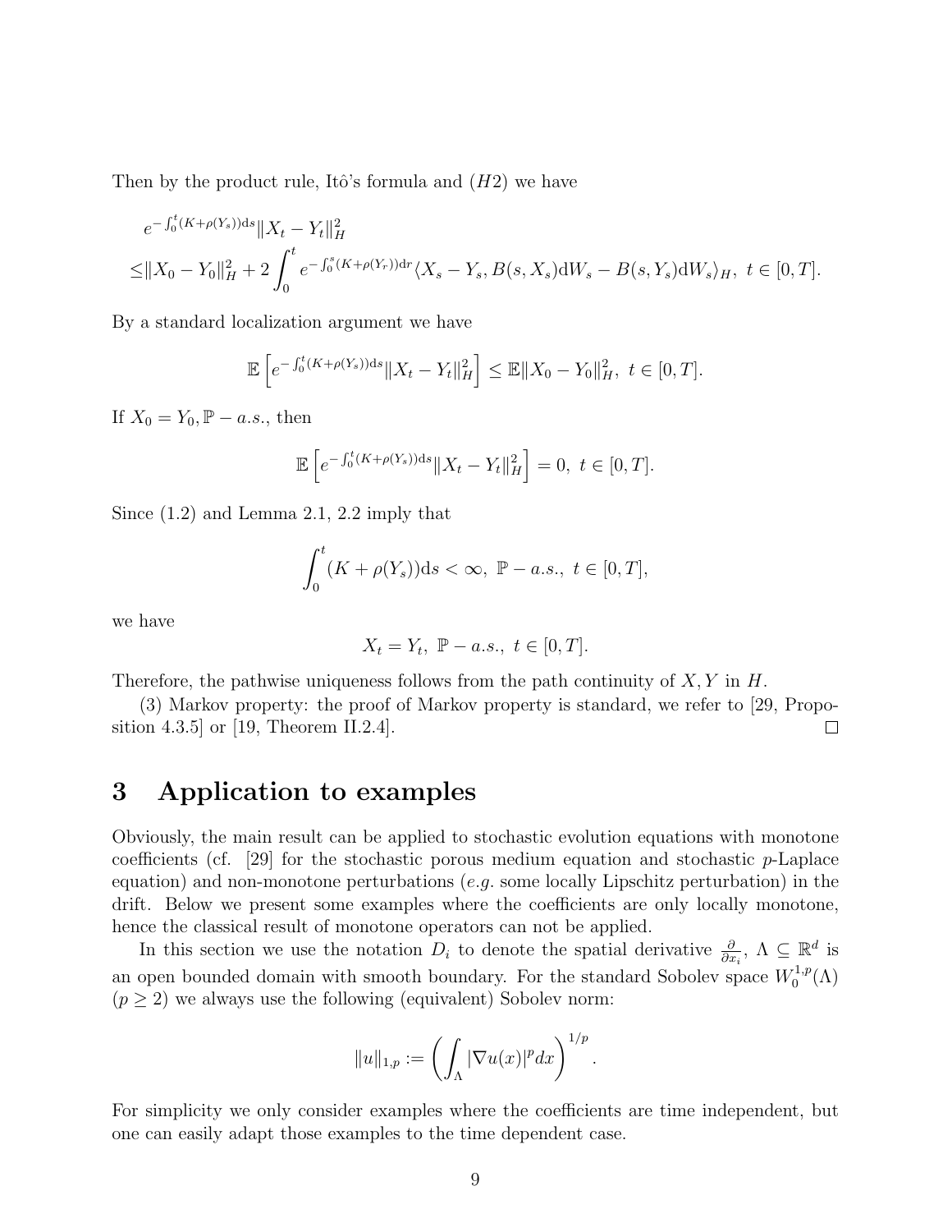Then by the product rule, Itô's formula and $(H2)$ we have

$$
\begin{aligned}
& e^{-\int_0^t (K+\rho(Y_s))\mathrm{d}s} \|X_t - Y_t\|_H^2 \\
\leq & \|X_0 - Y_0\|_H^2 + 2\int_0^t e^{-\int_0^s (K+\rho(Y_r))\mathrm{d}r} \langle X_s - Y_s, B(s, X_s)\mathrm{d}W_s - B(s, Y_s)\mathrm{d}W_s \rangle_H, \ t \in [0, T].
\end{aligned}
$$

By a standard localization argument we have

$$
\mathbb{E}\left[ e^{-\int_0^t (K+\rho(Y_s))\mathrm{d}s} \|X_t - Y_t\|_H^2 \right] \leq \mathbb{E}\|X_0 - Y_0\|_H^2, \ t \in [0, T].
$$

If $X_0 = Y_0, \mathbb{P} - a.s.$, then

$$
\mathbb{E}\left[ e^{-\int_0^t (K+\rho(Y_s))\mathrm{d}s} \|X_t - Y_t\|_H^2 \right] = 0, \ t \in [0, T].
$$

Since (1.2) and Lemma 2.1, 2.2 imply that

$$
\int_0^t (K + \rho(Y_s))\mathrm{d}s < \infty, \ \mathbb{P} - a.s., \ t \in [0, T],
$$

we have

$$
X_t = Y_t, \ \mathbb{P} - a.s., \ t \in [0, T].
$$

Therefore, the pathwise uniqueness follows from the path continuity of $X, Y$ in $H$.

(3) Markov property: the proof of Markov property is standard, we refer to [29, Proposition 4.3.5] or [19, Theorem II.2.4]. □

# 3 Application to examples

Obviously, the main result can be applied to stochastic evolution equations with monotone coefficients (cf. [29] for the stochastic porous medium equation and stochastic $p$-Laplace equation) and non-monotone perturbations (*e.g.* some locally Lipschitz perturbation) in the drift. Below we present some examples where the coefficients are only locally monotone, hence the classical result of monotone operators can not be applied.

In this section we use the notation $D_i$ to denote the spatial derivative $\frac{\partial}{\partial x_i}$, $\Lambda \subseteq \mathbb{R}^d$ is an open bounded domain with smooth boundary. For the standard Sobolev space $W_0^{1,p}(\Lambda)$ $(p \geq 2)$ we always use the following (equivalent) Sobolev norm:

$$
\|u\|_{1,p} := \left( \int_\Lambda |\nabla u(x)|^p dx \right)^{1/p}.
$$

For simplicity we only consider examples where the coefficients are time independent, but one can easily adapt those examples to the time dependent case.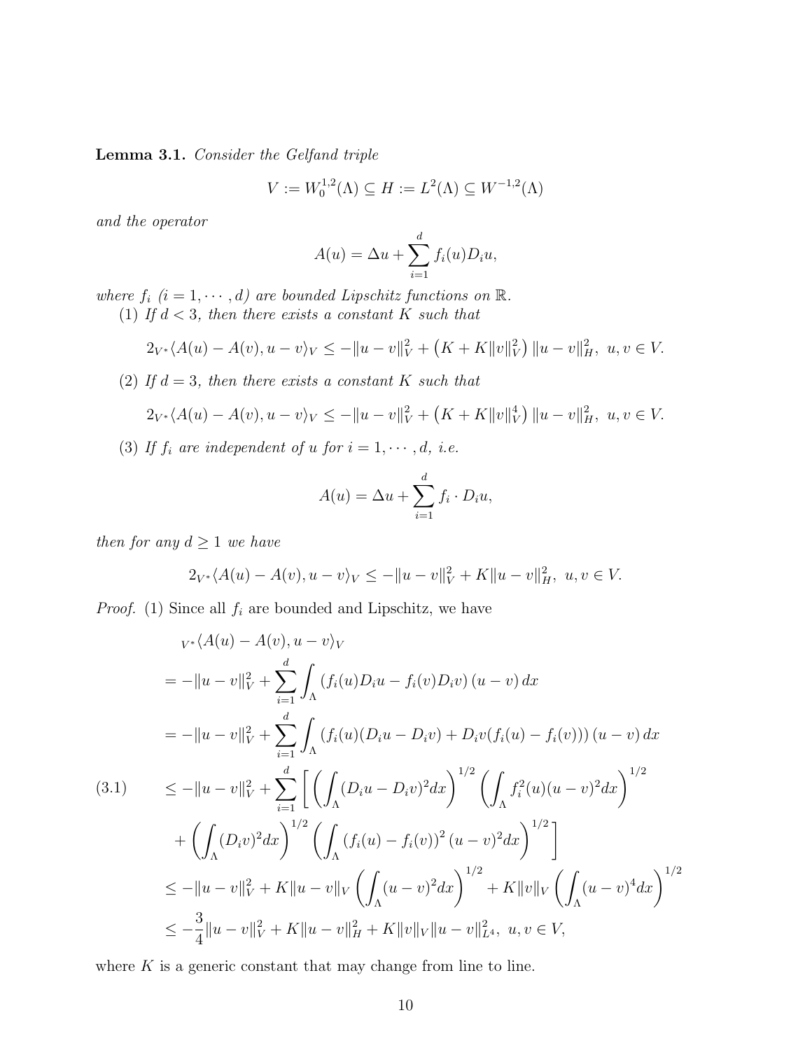**Lemma 3.1.** *Consider the Gelfand triple*

$$V := W_0^{1,2}(\Lambda) \subseteq H := L^2(\Lambda) \subseteq W^{-1,2}(\Lambda)$$

*and the operator*

$$A(u) = \Delta u + \sum_{i=1}^d f_i(u) D_i u,$$

*where $f_i$ $(i = 1, \cdots, d)$ are bounded Lipschitz functions on $\mathbb{R}$.*

(1) *If $d < 3$, then there exists a constant $K$ such that*

$$2_{V^*}\langle A(u) - A(v), u - v\rangle_V \le -\|u - v\|_V^2 + \left(K + K\|v\|_V^2\right)\|u - v\|_H^2, \ u, v \in V.$$

(2) *If $d = 3$, then there exists a constant $K$ such that*

$$2_{V^*}\langle A(u) - A(v), u - v\rangle_V \le -\|u - v\|_V^2 + \left(K + K\|v\|_V^4\right)\|u - v\|_H^2, \ u, v \in V.$$

(3) *If $f_i$ are independent of $u$ for $i = 1, \cdots, d$, i.e.*

$$A(u) = \Delta u + \sum_{i=1}^d f_i \cdot D_i u,$$

*then for any $d \ge 1$ we have*

$$2_{V^*}\langle A(u) - A(v), u - v\rangle_V \le -\|u - v\|_V^2 + K\|u - v\|_H^2, \ u, v \in V.$$

*Proof.* (1) Since all $f_i$ are bounded and Lipschitz, we have

$$\begin{aligned}
& {}_{V^*}\langle A(u) - A(v), u - v\rangle_V \\
&= -\|u - v\|_V^2 + \sum_{i=1}^d \int_\Lambda \left(f_i(u) D_i u - f_i(v) D_i v\right)(u - v)\, dx \\
&= -\|u - v\|_V^2 + \sum_{i=1}^d \int_\Lambda \left(f_i(u)(D_i u - D_i v) + D_i v (f_i(u) - f_i(v))\right)(u - v)\, dx \\
&\le -\|u - v\|_V^2 + \sum_{i=1}^d \Bigg[ \left(\int_\Lambda (D_i u - D_i v)^2 dx\right)^{1/2} \left(\int_\Lambda f_i^2(u)(u - v)^2 dx\right)^{1/2} \\
&\quad + \left(\int_\Lambda (D_i v)^2 dx\right)^{1/2} \left(\int_\Lambda \left(f_i(u) - f_i(v)\right)^2 (u - v)^2 dx\right)^{1/2} \Bigg] \\
&\le -\|u - v\|_V^2 + K\|u - v\|_V \left(\int_\Lambda (u - v)^2 dx\right)^{1/2} + K\|v\|_V \left(\int_\Lambda (u - v)^4 dx\right)^{1/2} \\
&\le -\frac{3}{4}\|u - v\|_V^2 + K\|u - v\|_H^2 + K\|v\|_V \|u - v\|_{L^4}^2, \ u, v \in V,
\end{aligned} \tag{3.1}$$

where $K$ is a generic constant that may change from line to line.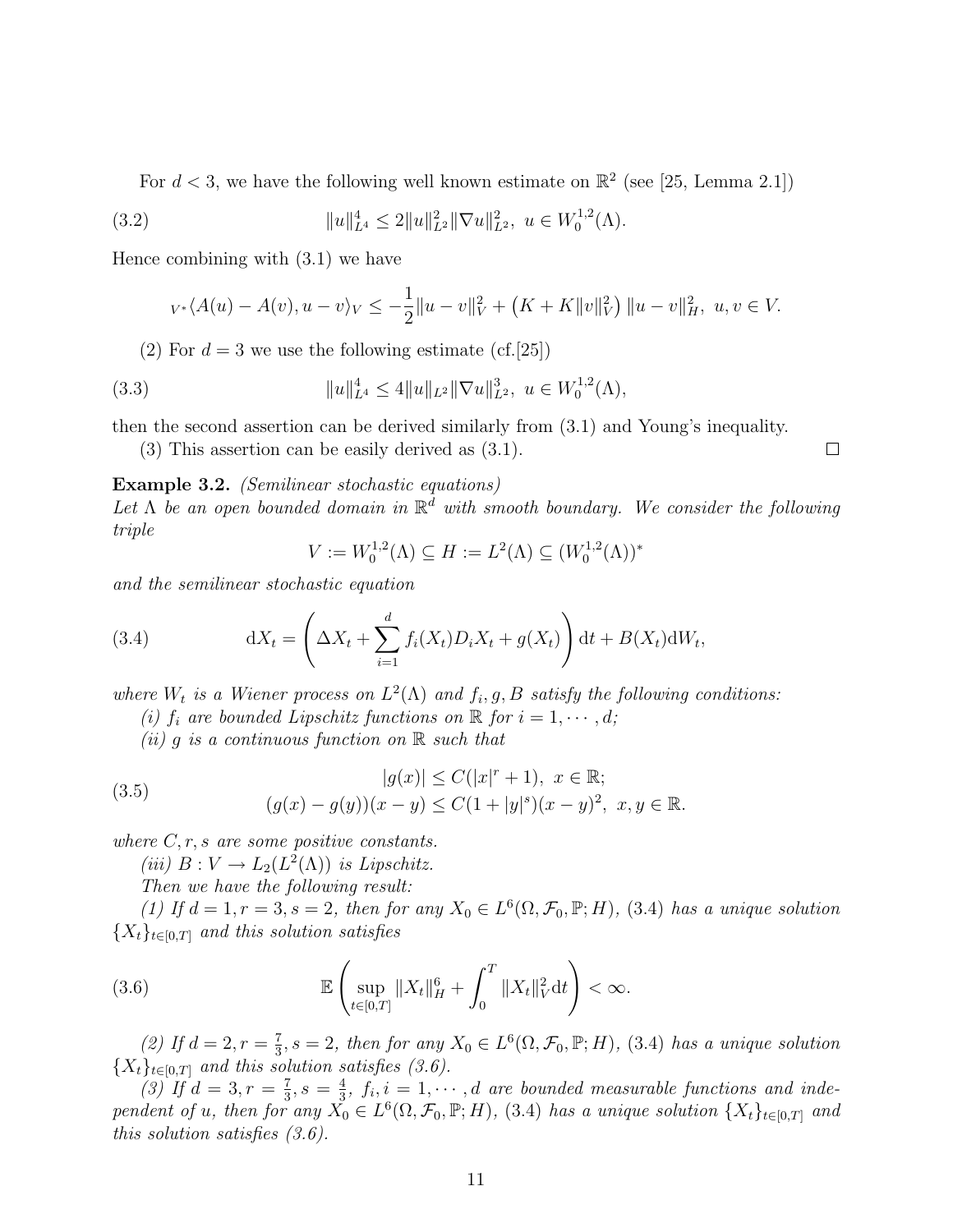For $d < 3$, we have the following well known estimate on $\mathbb{R}^2$ (see [25, Lemma 2.1])

$$\|u\|_{L^4}^4 \le 2\|u\|_{L^2}^2 \|\nabla u\|_{L^2}^2, \ u \in W_0^{1,2}(\Lambda). \tag{3.2}$$

Hence combining with (3.1) we have

$${}_{V^*}\langle A(u) - A(v), u - v\rangle_V \le -\frac{1}{2}\|u - v\|_V^2 + \left(K + K\|v\|_V^2\right)\|u - v\|_H^2, \ u, v \in V.$$

(2) For $d = 3$ we use the following estimate (cf.[25])

$$\|u\|_{L^4}^4 \le 4\|u\|_{L^2} \|\nabla u\|_{L^2}^3, \ u \in W_0^{1,2}(\Lambda), \tag{3.3}$$

then the second assertion can be derived similarly from (3.1) and Young's inequality.

(3) This assertion can be easily derived as (3.1). $\square$

**Example 3.2.** *(Semilinear stochastic equations)*
*Let $\Lambda$ be an open bounded domain in $\mathbb{R}^d$ with smooth boundary. We consider the following triple*

$$V := W_0^{1,2}(\Lambda) \subseteq H := L^2(\Lambda) \subseteq (W_0^{1,2}(\Lambda))^*$$

*and the semilinear stochastic equation*

$$\mathrm{d}X_t = \left(\Delta X_t + \sum_{i=1}^d f_i(X_t) D_i X_t + g(X_t)\right)\mathrm{d}t + B(X_t)\mathrm{d}W_t, \tag{3.4}$$

*where $W_t$ is a Wiener process on $L^2(\Lambda)$ and $f_i, g, B$ satisfy the following conditions:*

*(i) $f_i$ are bounded Lipschitz functions on $\mathbb{R}$ for $i = 1, \cdots, d$;*

*(ii) $g$ is a continuous function on $\mathbb{R}$ such that*

$$\begin{aligned} &|g(x)| \le C(|x|^r + 1), \ x \in \mathbb{R}; \\ &(g(x) - g(y))(x - y) \le C(1 + |y|^s)(x - y)^2, \ x, y \in \mathbb{R}. \end{aligned} \tag{3.5}$$

*where $C, r, s$ are some positive constants.*

*(iii) $B : V \to L_2(L^2(\Lambda))$ is Lipschitz.*

*Then we have the following result:*

*(1) If $d = 1, r = 3, s = 2$, then for any $X_0 \in L^6(\Omega, \mathcal{F}_0, \mathbb{P}; H)$, (3.4) has a unique solution $\{X_t\}_{t\in[0,T]}$ and this solution satisfies*

$$\mathbb{E}\left(\sup_{t\in[0,T]} \|X_t\|_H^6 + \int_0^T \|X_t\|_V^2 \mathrm{d}t\right) < \infty. \tag{3.6}$$

*(2) If $d = 2, r = \frac{7}{3}, s = 2$, then for any $X_0 \in L^6(\Omega, \mathcal{F}_0, \mathbb{P}; H)$, (3.4) has a unique solution $\{X_t\}_{t\in[0,T]}$ and this solution satisfies (3.6).*

*(3) If $d = 3, r = \frac{7}{3}, s = \frac{4}{3}$, $f_i, i = 1, \cdots, d$ are bounded measurable functions and independent of $u$, then for any $X_0 \in L^6(\Omega, \mathcal{F}_0, \mathbb{P}; H)$, (3.4) has a unique solution $\{X_t\}_{t\in[0,T]}$ and this solution satisfies (3.6).*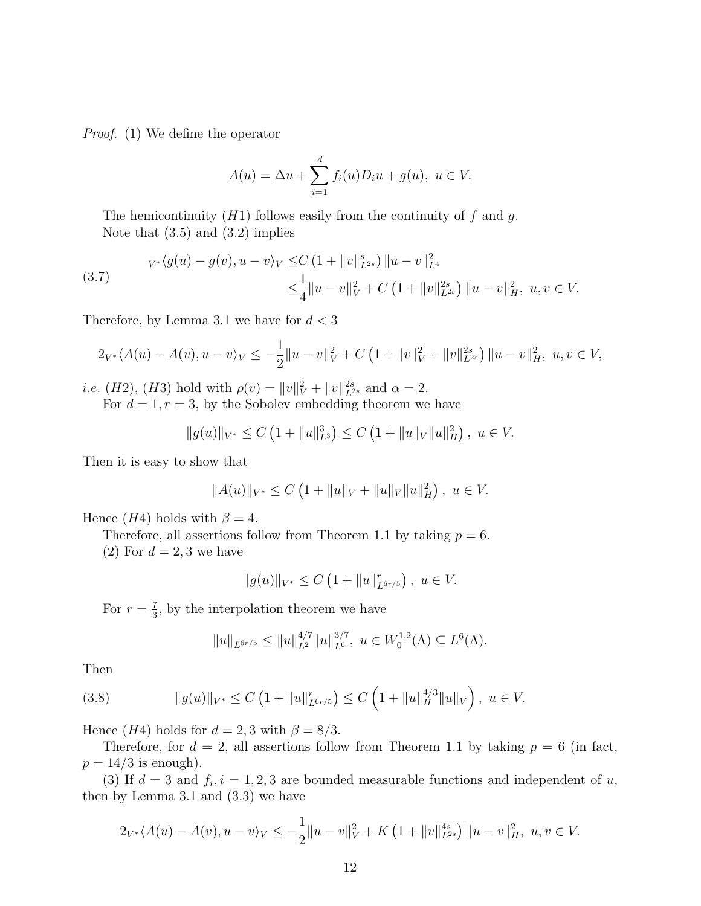*Proof.* (1) We define the operator

$$A(u) = \Delta u + \sum_{i=1}^{d} f_i(u) D_i u + g(u), \ u \in V.$$

The hemicontinuity $(H1)$ follows easily from the continuity of $f$ and $g$.

Note that (3.5) and (3.2) implies

$$\begin{aligned} {}_{V^*}\langle g(u) - g(v), u - v\rangle_V \le & C\left(1 + \|v\|_{L^{2s}}^s\right)\|u - v\|_{L^4}^2 \\ \le & \frac{1}{4}\|u - v\|_V^2 + C\left(1 + \|v\|_{L^{2s}}^{2s}\right)\|u - v\|_H^2, \ u, v \in V. \end{aligned} \tag{3.7}$$

Therefore, by Lemma 3.1 we have for $d < 3$

$$2_{V^*}\langle A(u) - A(v), u - v\rangle_V \le -\frac{1}{2}\|u - v\|_V^2 + C\left(1 + \|v\|_V^2 + \|v\|_{L^{2s}}^{2s}\right)\|u - v\|_H^2, \ u, v \in V,$$

*i.e.* $(H2)$, $(H3)$ hold with $\rho(v) = \|v\|_V^2 + \|v\|_{L^{2s}}^{2s}$ and $\alpha = 2$.

For $d = 1, r = 3$, by the Sobolev embedding theorem we have

$$\|g(u)\|_{V^*} \le C\left(1 + \|u\|_{L^3}^3\right) \le C\left(1 + \|u\|_V\|u\|_H^2\right), \ u \in V.$$

Then it is easy to show that

$$\|A(u)\|_{V^*} \le C\left(1 + \|u\|_V + \|u\|_V\|u\|_H^2\right), \ u \in V.$$

Hence $(H4)$ holds with $\beta = 4$.

Therefore, all assertions follow from Theorem 1.1 by taking $p = 6$.

(2) For $d = 2, 3$ we have

$$\|g(u)\|_{V^*} \le C\left(1 + \|u\|_{L^{6r/5}}^r\right), \ u \in V.$$

For $r = \frac{7}{3}$, by the interpolation theorem we have

$$\|u\|_{L^{6r/5}} \le \|u\|_{L^2}^{4/7}\|u\|_{L^6}^{3/7}, \ u \in W_0^{1,2}(\Lambda) \subseteq L^6(\Lambda).$$

Then

$$\|g(u)\|_{V^*} \le C\left(1 + \|u\|_{L^{6r/5}}^r\right) \le C\left(1 + \|u\|_H^{4/3}\|u\|_V\right), \ u \in V. \tag{3.8}$$

Hence $(H4)$ holds for $d = 2, 3$ with $\beta = 8/3$.

Therefore, for $d = 2$, all assertions follow from Theorem 1.1 by taking $p = 6$ (in fact, $p = 14/3$ is enough).

(3) If $d = 3$ and $f_i, i = 1, 2, 3$ are bounded measurable functions and independent of $u$, then by Lemma 3.1 and (3.3) we have

$$2_{V^*}\langle A(u) - A(v), u - v\rangle_V \le -\frac{1}{2}\|u - v\|_V^2 + K\left(1 + \|v\|_{L^{2s}}^{4s}\right)\|u - v\|_H^2, \ u, v \in V.$$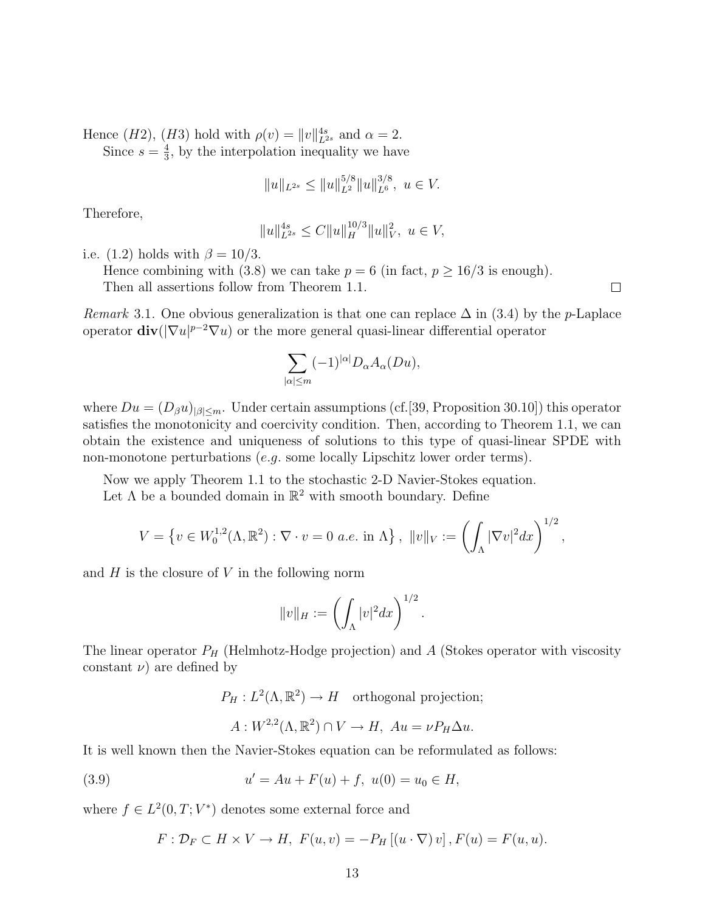Hence $(H2)$, $(H3)$ hold with $\rho(v) = \|v\|_{L^{2s}}^{4s}$ and $\alpha = 2$.

Since $s = \frac{4}{3}$, by the interpolation inequality we have

$$\|u\|_{L^{2s}} \le \|u\|_{L^2}^{5/8} \|u\|_{L^6}^{3/8}, \ u \in V.$$

Therefore,

$$\|u\|_{L^{2s}}^{4s} \le C \|u\|_H^{10/3} \|u\|_V^2, \ u \in V,$$

i.e. (1.2) holds with $\beta = 10/3$.

Hence combining with (3.8) we can take $p = 6$ (in fact, $p \ge 16/3$ is enough).

Then all assertions follow from Theorem 1.1. $\square$

*Remark* 3.1. One obvious generalization is that one can replace $\Delta$ in (3.4) by the $p$-Laplace operator $\mathbf{div}(|\nabla u|^{p-2}\nabla u)$ or the more general quasi-linear differential operator

$$\sum_{|\alpha| \le m} (-1)^{|\alpha|} D_\alpha A_\alpha(Du),$$

where $Du = (D_\beta u)_{|\beta| \le m}$. Under certain assumptions (cf.[39, Proposition 30.10]) this operator satisfies the monotonicity and coercivity condition. Then, according to Theorem 1.1, we can obtain the existence and uniqueness of solutions to this type of quasi-linear SPDE with non-monotone perturbations (*e.g.* some locally Lipschitz lower order terms).

Now we apply Theorem 1.1 to the stochastic 2-D Navier-Stokes equation.

Let $\Lambda$ be a bounded domain in $\mathbb{R}^2$ with smooth boundary. Define

$$V = \left\{ v \in W_0^{1,2}(\Lambda, \mathbb{R}^2) : \nabla \cdot v = 0 \ a.e. \text{ in } \Lambda \right\}, \ \|v\|_V := \left( \int_\Lambda |\nabla v|^2 dx \right)^{1/2},$$

and $H$ is the closure of $V$ in the following norm

$$\|v\|_H := \left( \int_\Lambda |v|^2 dx \right)^{1/2}.$$

The linear operator $P_H$ (Helmhotz-Hodge projection) and $A$ (Stokes operator with viscosity constant $\nu$) are defined by

$$P_H : L^2(\Lambda, \mathbb{R}^2) \to H \quad \text{orthogonal projection;}$$

$$A : W^{2,2}(\Lambda, \mathbb{R}^2) \cap V \to H, \ Au = \nu P_H \Delta u.$$

It is well known then the Navier-Stokes equation can be reformulated as follows:

$$u' = Au + F(u) + f, \ u(0) = u_0 \in H, \tag{3.9}$$

where $f \in L^2(0, T; V^*)$ denotes some external force and

$$F : \mathcal{D}_F \subset H \times V \to H, \ F(u, v) = -P_H \left[ (u \cdot \nabla) v \right], F(u) = F(u, u).$$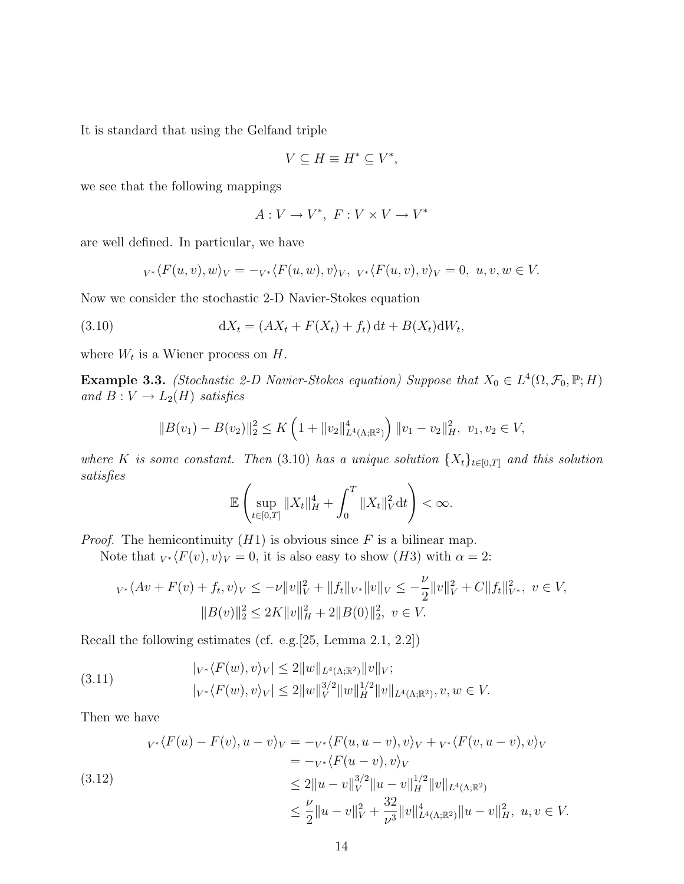It is standard that using the Gelfand triple

$$V \subseteq H \equiv H^* \subseteq V^*,$$

we see that the following mappings

$$A : V \to V^*, \;\; F : V \times V \to V^*$$

are well defined. In particular, we have

$${}_{V^*}\langle F(u,v), w\rangle_V = -{}_{V^*}\langle F(u,w), v\rangle_V, \;\; {}_{V^*}\langle F(u,v), v\rangle_V = 0, \;\; u,v,w \in V.$$

Now we consider the stochastic 2-D Navier-Stokes equation

$$\mathrm{d}X_t = (AX_t + F(X_t) + f_t)\,\mathrm{d}t + B(X_t)\mathrm{d}W_t, \tag{3.10}$$

where $W_t$ is a Wiener process on $H$.

**Example 3.3.** *(Stochastic 2-D Navier-Stokes equation) Suppose that $X_0 \in L^4(\Omega, \mathcal{F}_0, \mathbb{P}; H)$ and $B : V \to L_2(H)$ satisfies*

$$\|B(v_1) - B(v_2)\|_2^2 \le K\left(1 + \|v_2\|^4_{L^4(\Lambda;\mathbb{R}^2)}\right)\|v_1 - v_2\|_H^2, \;\; v_1, v_2 \in V,$$

*where $K$ is some constant. Then (3.10) has a unique solution $\{X_t\}_{t\in[0,T]}$ and this solution satisfies*

$$\mathbb{E}\left(\sup_{t\in[0,T]}\|X_t\|_H^4 + \int_0^T \|X_t\|_V^2 \mathrm{d}t\right) < \infty.$$

*Proof.* The hemicontinuity $(H1)$ is obvious since $F$ is a bilinear map.

Note that ${}_{V^*}\langle F(v), v\rangle_V = 0$, it is also easy to show $(H3)$ with $\alpha = 2$:

$$\begin{aligned}
{}_{V^*}\langle Av + F(v) + f_t, v\rangle_V &\le -\nu\|v\|_V^2 + \|f_t\|_{V^*}\|v\|_V \le -\frac{\nu}{2}\|v\|_V^2 + C\|f_t\|_{V^*}^2, \;\; v \in V, \\
\|B(v)\|_2^2 &\le 2K\|v\|_H^2 + 2\|B(0)\|_2^2, \;\; v \in V.
\end{aligned}$$

Recall the following estimates (cf. e.g.[25, Lemma 2.1, 2.2])

$$\begin{aligned}
&|{}_{V^*}\langle F(w), v\rangle_V| \le 2\|w\|_{L^4(\Lambda;\mathbb{R}^2)}\|v\|_V; \\
&|{}_{V^*}\langle F(w), v\rangle_V| \le 2\|w\|_V^{3/2}\|w\|_H^{1/2}\|v\|_{L^4(\Lambda;\mathbb{R}^2)}, v, w \in V.
\end{aligned} \tag{3.11}$$

Then we have

$$\begin{aligned}
{}_{V^*}\langle F(u) - F(v), u - v\rangle_V &= -{}_{V^*}\langle F(u, u-v), v\rangle_V + {}_{V^*}\langle F(v, u-v), v\rangle_V \\
&= -{}_{V^*}\langle F(u-v), v\rangle_V \\
&\le 2\|u-v\|_V^{3/2}\|u-v\|_H^{1/2}\|v\|_{L^4(\Lambda;\mathbb{R}^2)} \\
&\le \frac{\nu}{2}\|u-v\|_V^2 + \frac{32}{\nu^3}\|v\|^4_{L^4(\Lambda;\mathbb{R}^2)}\|u-v\|_H^2, \;\; u, v \in V.
\end{aligned} \tag{3.12}$$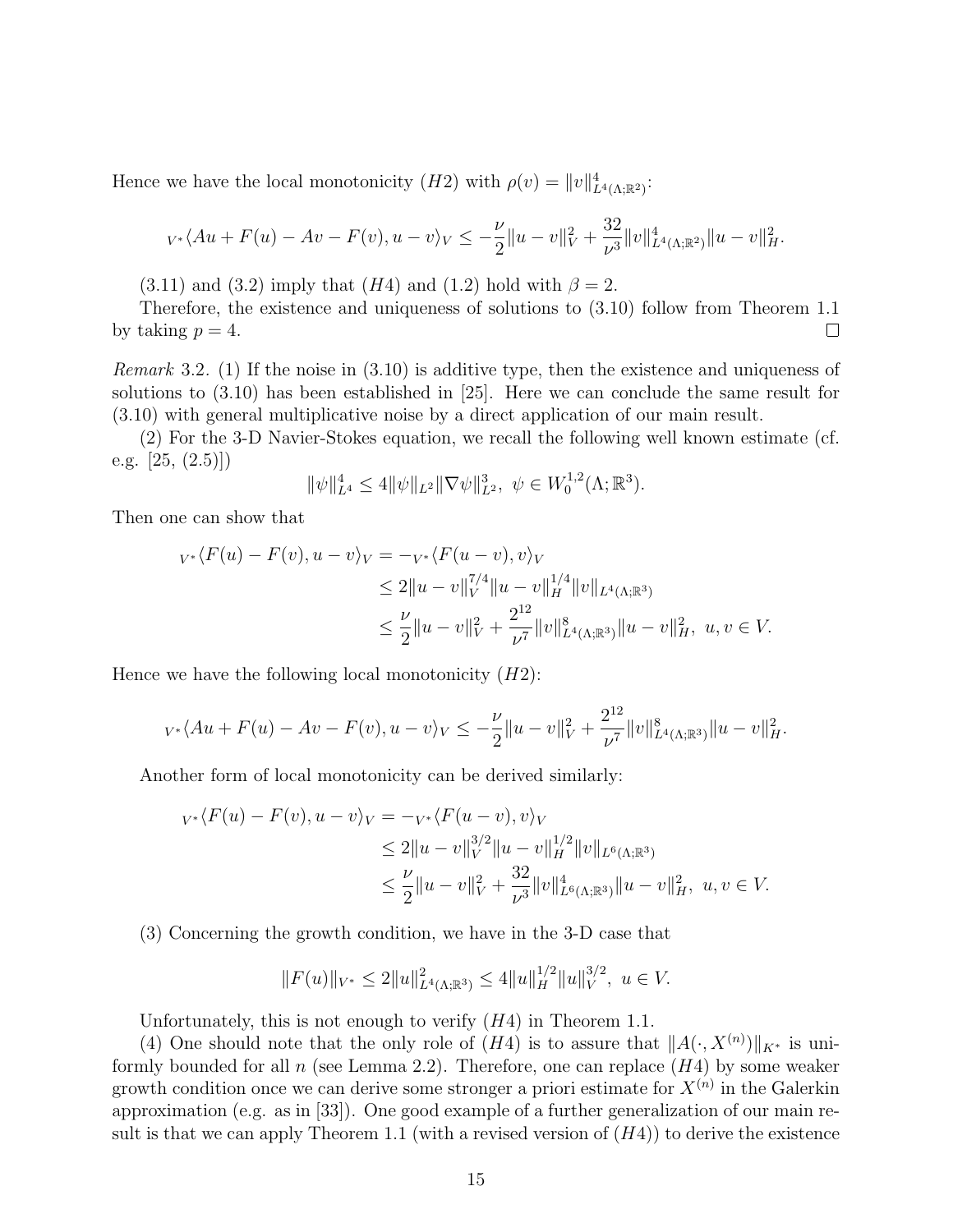Hence we have the local monotonicity $(H2)$ with $\rho(v) = \|v\|^4_{L^4(\Lambda;\mathbb{R}^2)}$:

$$
{}_{V^*}\langle Au + F(u) - Av - F(v), u - v\rangle_V \le -\frac{\nu}{2}\|u-v\|_V^2 + \frac{32}{\nu^3}\|v\|^4_{L^4(\Lambda;\mathbb{R}^2)}\|u-v\|_H^2.
$$

(3.11) and (3.2) imply that $(H4)$ and (1.2) hold with $\beta = 2$.

Therefore, the existence and uniqueness of solutions to (3.10) follow from Theorem 1.1 by taking $p = 4$. □

*Remark* 3.2. (1) If the noise in (3.10) is additive type, then the existence and uniqueness of solutions to (3.10) has been established in [25]. Here we can conclude the same result for (3.10) with general multiplicative noise by a direct application of our main result.

(2) For the 3-D Navier-Stokes equation, we recall the following well known estimate (cf. e.g. [25, (2.5)])

$$
\|\psi\|^4_{L^4} \le 4\|\psi\|_{L^2}\|\nabla\psi\|^3_{L^2}, \ \psi \in W_0^{1,2}(\Lambda;\mathbb{R}^3).
$$

Then one can show that

$$
\begin{aligned}
{}_{V^*}\langle F(u) - F(v), u - v\rangle_V &= -{}_{V^*}\langle F(u-v), v\rangle_V \\
&\le 2\|u-v\|_V^{7/4}\|u-v\|_H^{1/4}\|v\|_{L^4(\Lambda;\mathbb{R}^3)} \\
&\le \frac{\nu}{2}\|u-v\|_V^2 + \frac{2^{12}}{\nu^7}\|v\|^8_{L^4(\Lambda;\mathbb{R}^3)}\|u-v\|_H^2, \ u, v \in V.
\end{aligned}
$$

Hence we have the following local monotonicity $(H2)$:

$$
{}_{V^*}\langle Au + F(u) - Av - F(v), u - v\rangle_V \le -\frac{\nu}{2}\|u-v\|_V^2 + \frac{2^{12}}{\nu^7}\|v\|^8_{L^4(\Lambda;\mathbb{R}^3)}\|u-v\|_H^2.
$$

Another form of local monotonicity can be derived similarly:

$$
\begin{aligned}
{}_{V^*}\langle F(u) - F(v), u - v\rangle_V &= -{}_{V^*}\langle F(u-v), v\rangle_V \\
&\le 2\|u-v\|_V^{3/2}\|u-v\|_H^{1/2}\|v\|_{L^6(\Lambda;\mathbb{R}^3)} \\
&\le \frac{\nu}{2}\|u-v\|_V^2 + \frac{32}{\nu^3}\|v\|^4_{L^6(\Lambda;\mathbb{R}^3)}\|u-v\|_H^2, \ u, v \in V.
\end{aligned}
$$

(3) Concerning the growth condition, we have in the 3-D case that

$$
\|F(u)\|_{V^*} \le 2\|u\|^2_{L^4(\Lambda;\mathbb{R}^3)} \le 4\|u\|_H^{1/2}\|u\|_V^{3/2}, \ u \in V.
$$

Unfortunately, this is not enough to verify $(H4)$ in Theorem 1.1.

(4) One should note that the only role of $(H4)$ is to assure that $\|A(\cdot, X^{(n)})\|_{K^*}$ is uniformly bounded for all $n$ (see Lemma 2.2). Therefore, one can replace $(H4)$ by some weaker growth condition once we can derive some stronger a priori estimate for $X^{(n)}$ in the Galerkin approximation (e.g. as in [33]). One good example of a further generalization of our main result is that we can apply Theorem 1.1 (with a revised version of $(H4)$) to derive the existence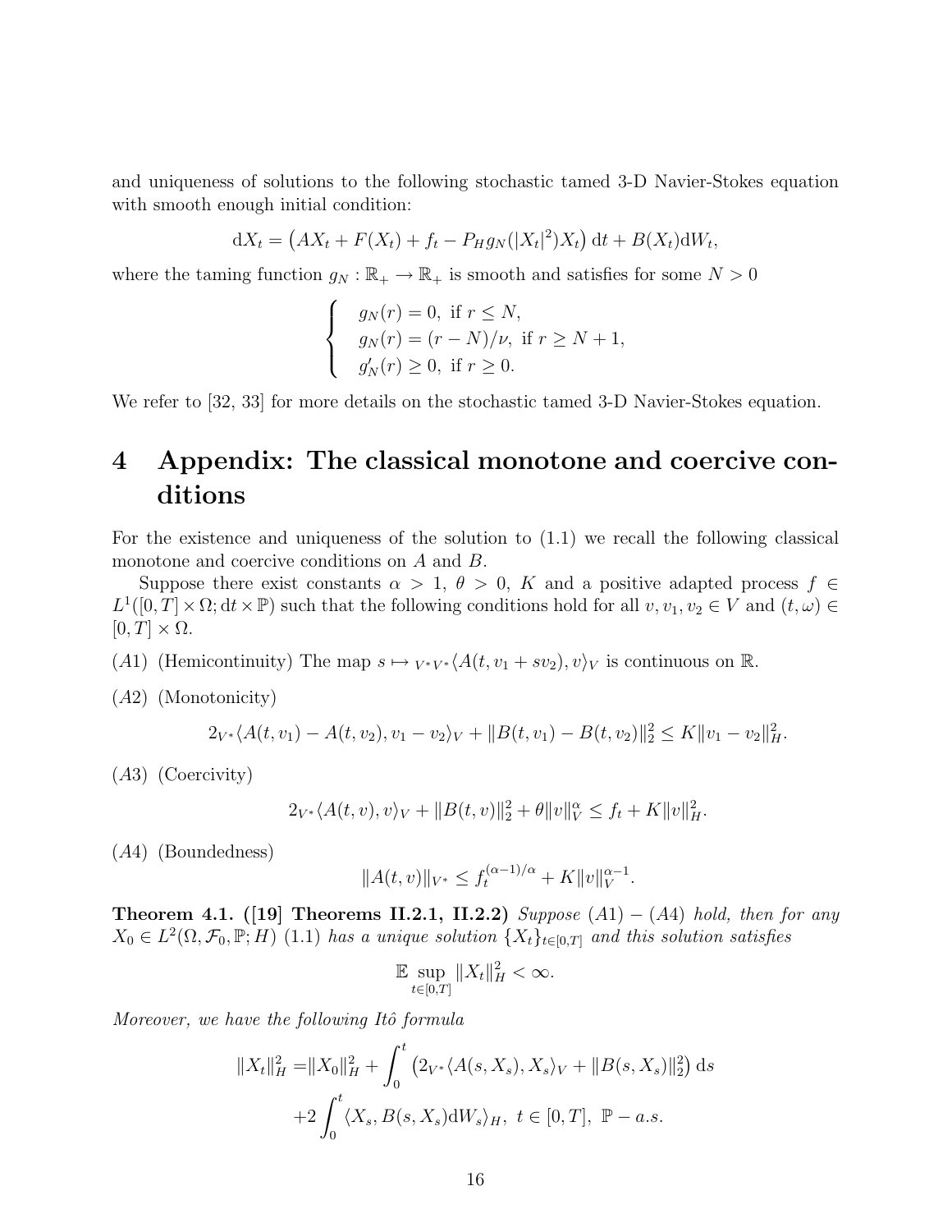and uniqueness of solutions to the following stochastic tamed 3-D Navier-Stokes equation with smooth enough initial condition:

$$\mathrm{d}X_t = \big(AX_t + F(X_t) + f_t - P_H g_N(|X_t|^2)X_t\big)\,\mathrm{d}t + B(X_t)\mathrm{d}W_t,$$

where the taming function $g_N : \mathbb{R}_+ \to \mathbb{R}_+$ is smooth and satisfies for some $N > 0$

$$\begin{cases} g_N(r) = 0, \text{ if } r \le N, \\ g_N(r) = (r-N)/\nu, \text{ if } r \ge N+1, \\ g_N'(r) \ge 0, \text{ if } r \ge 0. \end{cases}$$

We refer to [32, 33] for more details on the stochastic tamed 3-D Navier-Stokes equation.

# 4 Appendix: The classical monotone and coercive conditions

For the existence and uniqueness of the solution to (1.1) we recall the following classical monotone and coercive conditions on $A$ and $B$.

Suppose there exist constants $\alpha > 1$, $\theta > 0$, $K$ and a positive adapted process $f \in L^1([0,T]\times\Omega; \mathrm{d}t\times\mathbb{P})$ such that the following conditions hold for all $v, v_1, v_2 \in V$ and $(t,\omega) \in [0,T]\times\Omega$.

$(A1)$ (Hemicontinuity) The map $s \mapsto {}_{V^*}\langle A(t, v_1 + sv_2), v\rangle_V$ is continuous on $\mathbb{R}$.

$(A2)$ (Monotonicity)

$$2_{V^*}\langle A(t,v_1) - A(t,v_2), v_1 - v_2\rangle_V + \|B(t,v_1) - B(t,v_2)\|_2^2 \le K\|v_1 - v_2\|_H^2.$$

$(A3)$ (Coercivity)

$$2_{V^*}\langle A(t,v), v\rangle_V + \|B(t,v)\|_2^2 + \theta\|v\|_V^\alpha \le f_t + K\|v\|_H^2.$$

$(A4)$ (Boundedness)

$$\|A(t,v)\|_{V^*} \le f_t^{(\alpha-1)/\alpha} + K\|v\|_V^{\alpha-1}.$$

**Theorem 4.1. ([19] Theorems II.2.1, II.2.2)** *Suppose $(A1)-(A4)$ hold, then for any $X_0 \in L^2(\Omega, \mathcal{F}_0, \mathbb{P}; H)$ (1.1) has a unique solution $\{X_t\}_{t\in[0,T]}$ and this solution satisfies*

$$\mathbb{E}\sup_{t\in[0,T]}\|X_t\|_H^2 < \infty.$$

*Moreover, we have the following Itô formula*

$$\begin{aligned}\|X_t\|_H^2 =& \|X_0\|_H^2 + \int_0^t \big(2_{V^*}\langle A(s,X_s), X_s\rangle_V + \|B(s,X_s)\|_2^2\big)\,\mathrm{d}s \\ &+2\int_0^t \langle X_s, B(s,X_s)\mathrm{d}W_s\rangle_H,\ t\in[0,T],\ \mathbb{P}-a.s.\end{aligned}$$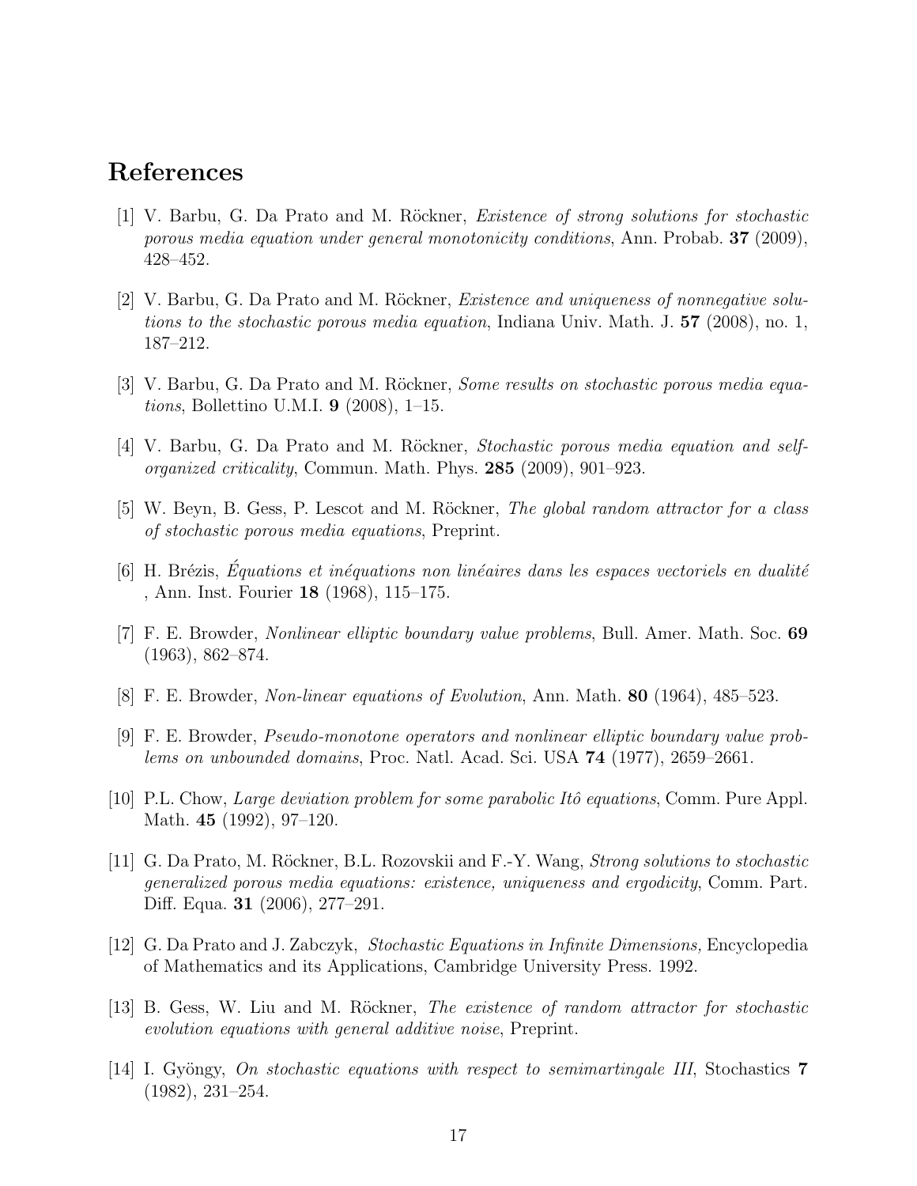## References

[1] V. Barbu, G. Da Prato and M. Röckner, *Existence of strong solutions for stochastic porous media equation under general monotonicity conditions*, Ann. Probab. **37** (2009), 428–452.

[2] V. Barbu, G. Da Prato and M. Röckner, *Existence and uniqueness of nonnegative solutions to the stochastic porous media equation*, Indiana Univ. Math. J. **57** (2008), no. 1, 187–212.

[3] V. Barbu, G. Da Prato and M. Röckner, *Some results on stochastic porous media equations*, Bollettino U.M.I. **9** (2008), 1–15.

[4] V. Barbu, G. Da Prato and M. Röckner, *Stochastic porous media equation and self-organized criticality*, Commun. Math. Phys. **285** (2009), 901–923.

[5] W. Beyn, B. Gess, P. Lescot and M. Röckner, *The global random attractor for a class of stochastic porous media equations*, Preprint.

[6] H. Brézis, *Équations et inéquations non linéaires dans les espaces vectoriels en dualité* , Ann. Inst. Fourier **18** (1968), 115–175.

[7] F. E. Browder, *Nonlinear elliptic boundary value problems*, Bull. Amer. Math. Soc. **69** (1963), 862–874.

[8] F. E. Browder, *Non-linear equations of Evolution*, Ann. Math. **80** (1964), 485–523.

[9] F. E. Browder, *Pseudo-monotone operators and nonlinear elliptic boundary value problems on unbounded domains*, Proc. Natl. Acad. Sci. USA **74** (1977), 2659–2661.

[10] P.L. Chow, *Large deviation problem for some parabolic Itô equations*, Comm. Pure Appl. Math. **45** (1992), 97–120.

[11] G. Da Prato, M. Röckner, B.L. Rozovskii and F.-Y. Wang, *Strong solutions to stochastic generalized porous media equations: existence, uniqueness and ergodicity*, Comm. Part. Diff. Equa. **31** (2006), 277–291.

[12] G. Da Prato and J. Zabczyk, *Stochastic Equations in Infinite Dimensions,* Encyclopedia of Mathematics and its Applications, Cambridge University Press. 1992.

[13] B. Gess, W. Liu and M. Röckner, *The existence of random attractor for stochastic evolution equations with general additive noise*, Preprint.

[14] I. Gyöngy, *On stochastic equations with respect to semimartingale III*, Stochastics **7** (1982), 231–254.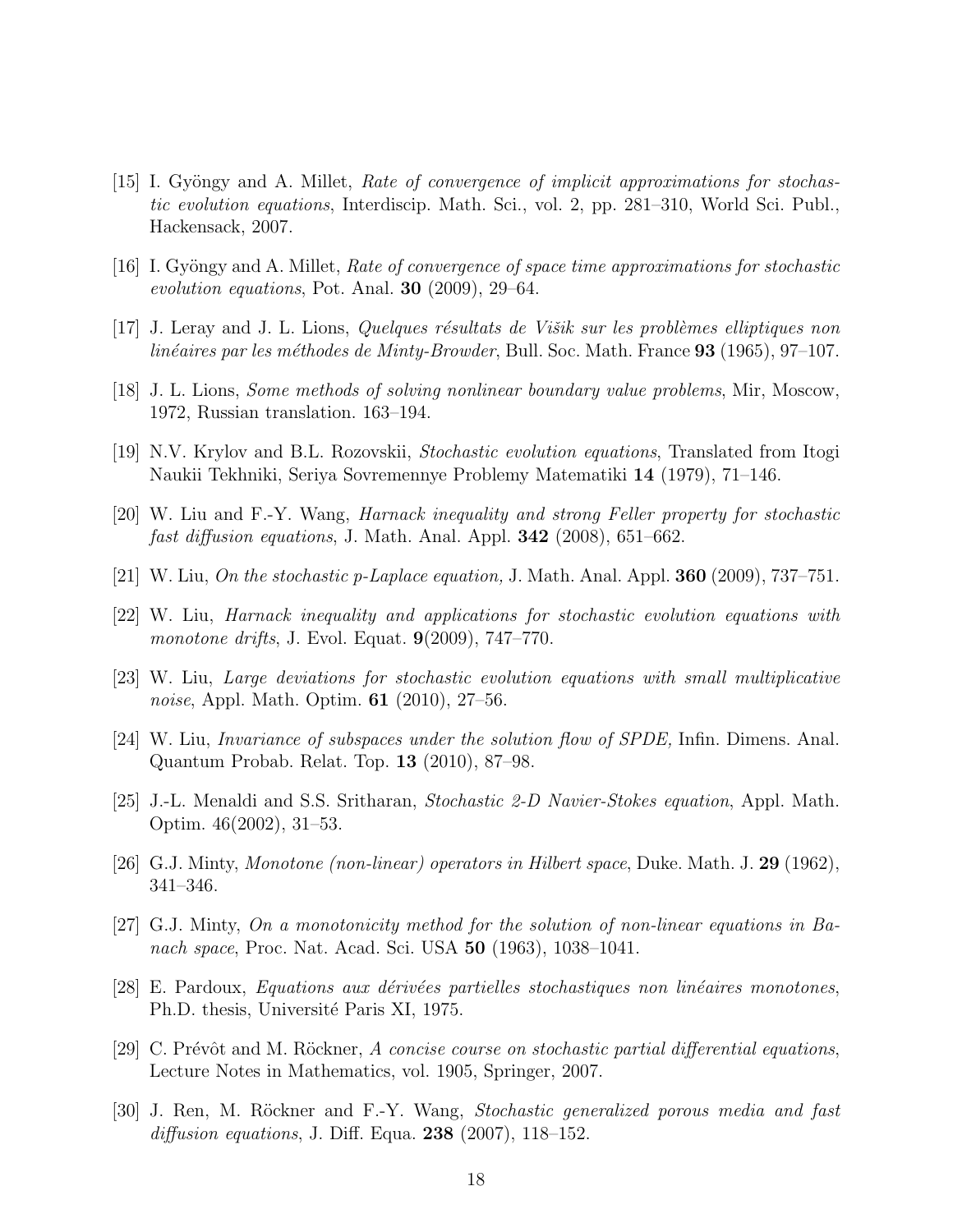[15] I. Gyöngy and A. Millet, *Rate of convergence of implicit approximations for stochastic evolution equations*, Interdiscip. Math. Sci., vol. 2, pp. 281–310, World Sci. Publ., Hackensack, 2007.

[16] I. Gyöngy and A. Millet, *Rate of convergence of space time approximations for stochastic evolution equations*, Pot. Anal. **30** (2009), 29–64.

[17] J. Leray and J. L. Lions, *Quelques résultats de Višik sur les problèmes elliptiques non linéaires par les méthodes de Minty-Browder*, Bull. Soc. Math. France **93** (1965), 97–107.

[18] J. L. Lions, *Some methods of solving nonlinear boundary value problems*, Mir, Moscow, 1972, Russian translation. 163–194.

[19] N.V. Krylov and B.L. Rozovskii, *Stochastic evolution equations*, Translated from Itogi Naukii Tekhniki, Seriya Sovremennye Problemy Matematiki **14** (1979), 71–146.

[20] W. Liu and F.-Y. Wang, *Harnack inequality and strong Feller property for stochastic fast diffusion equations*, J. Math. Anal. Appl. **342** (2008), 651–662.

[21] W. Liu, *On the stochastic p-Laplace equation,* J. Math. Anal. Appl. **360** (2009), 737–751.

[22] W. Liu, *Harnack inequality and applications for stochastic evolution equations with monotone drifts*, J. Evol. Equat. **9**(2009), 747–770.

[23] W. Liu, *Large deviations for stochastic evolution equations with small multiplicative noise*, Appl. Math. Optim. **61** (2010), 27–56.

[24] W. Liu, *Invariance of subspaces under the solution flow of SPDE,* Infin. Dimens. Anal. Quantum Probab. Relat. Top. **13** (2010), 87–98.

[25] J.-L. Menaldi and S.S. Sritharan, *Stochastic 2-D Navier-Stokes equation*, Appl. Math. Optim. 46(2002), 31–53.

[26] G.J. Minty, *Monotone (non-linear) operators in Hilbert space*, Duke. Math. J. **29** (1962), 341–346.

[27] G.J. Minty, *On a monotonicity method for the solution of non-linear equations in Banach space*, Proc. Nat. Acad. Sci. USA **50** (1963), 1038–1041.

[28] E. Pardoux, *Equations aux dérivées partielles stochastiques non linéaires monotones*, Ph.D. thesis, Université Paris XI, 1975.

[29] C. Prévôt and M. Röckner, *A concise course on stochastic partial differential equations*, Lecture Notes in Mathematics, vol. 1905, Springer, 2007.

[30] J. Ren, M. Röckner and F.-Y. Wang, *Stochastic generalized porous media and fast diffusion equations*, J. Diff. Equa. **238** (2007), 118–152.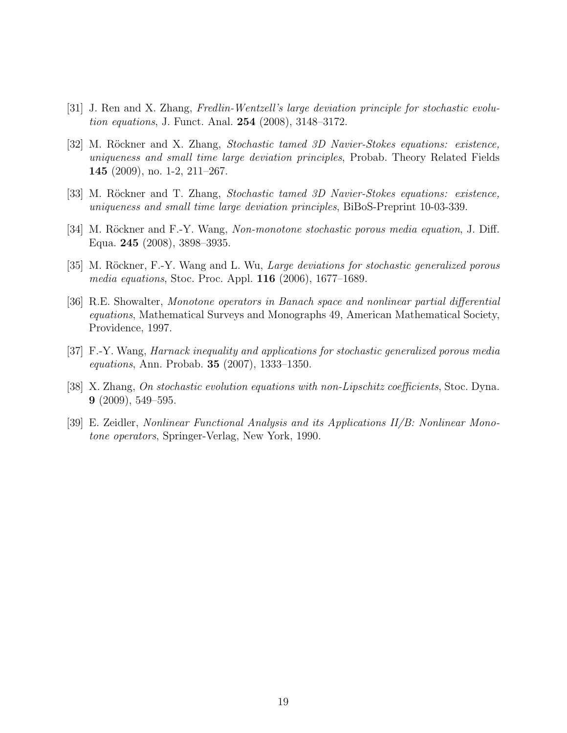[31] J. Ren and X. Zhang, *Fredlin-Wentzell's large deviation principle for stochastic evolution equations*, J. Funct. Anal. **254** (2008), 3148–3172.

[32] M. Röckner and X. Zhang, *Stochastic tamed 3D Navier-Stokes equations: existence, uniqueness and small time large deviation principles*, Probab. Theory Related Fields **145** (2009), no. 1-2, 211–267.

[33] M. Röckner and T. Zhang, *Stochastic tamed 3D Navier-Stokes equations: existence, uniqueness and small time large deviation principles*, BiBoS-Preprint 10-03-339.

[34] M. Röckner and F.-Y. Wang, *Non-monotone stochastic porous media equation*, J. Diff. Equa. **245** (2008), 3898–3935.

[35] M. Röckner, F.-Y. Wang and L. Wu, *Large deviations for stochastic generalized porous media equations*, Stoc. Proc. Appl. **116** (2006), 1677–1689.

[36] R.E. Showalter, *Monotone operators in Banach space and nonlinear partial differential equations*, Mathematical Surveys and Monographs 49, American Mathematical Society, Providence, 1997.

[37] F.-Y. Wang, *Harnack inequality and applications for stochastic generalized porous media equations*, Ann. Probab. **35** (2007), 1333–1350.

[38] X. Zhang, *On stochastic evolution equations with non-Lipschitz coefficients*, Stoc. Dyna. **9** (2009), 549–595.

[39] E. Zeidler, *Nonlinear Functional Analysis and its Applications II/B: Nonlinear Monotone operators*, Springer-Verlag, New York, 1990.